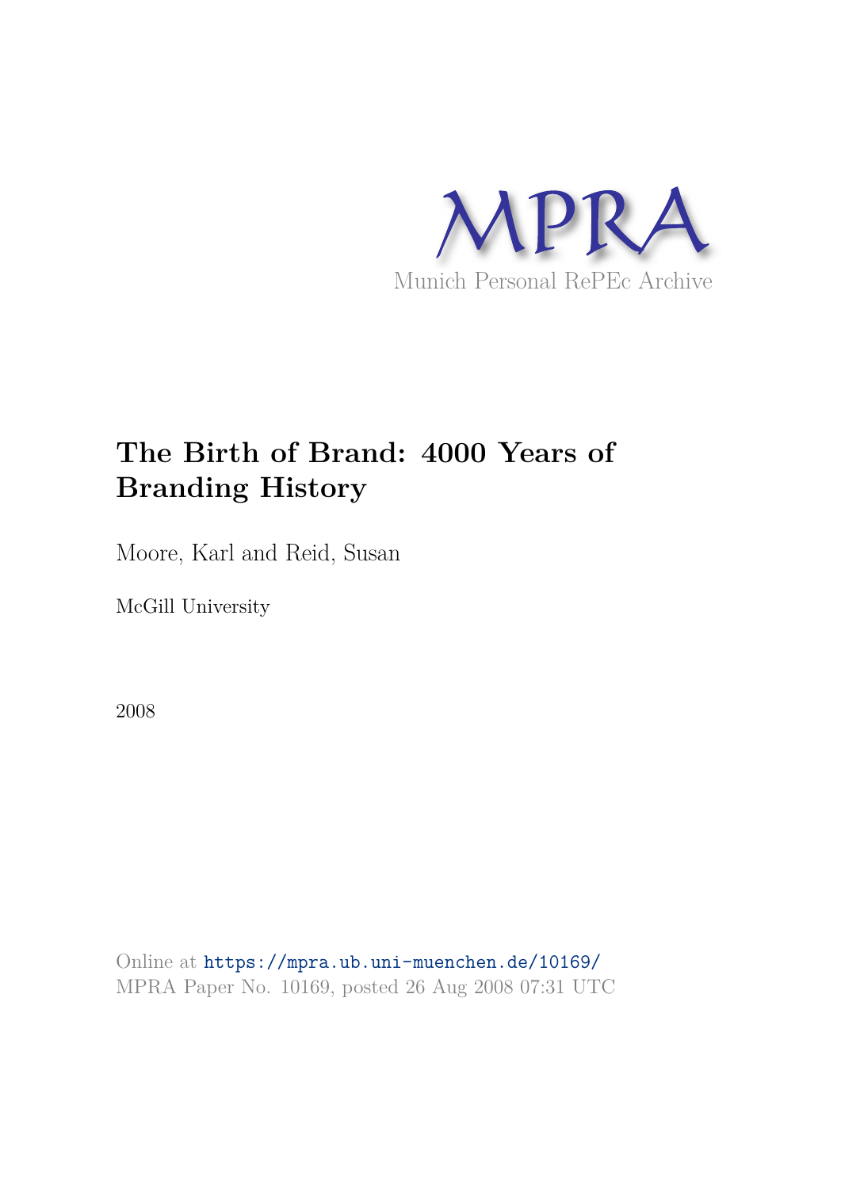MPRA

Munich Personal RePEc Archive

# The Birth of Brand: 4000 Years of Branding History

Moore, Karl and Reid, Susan

McGill University

2008

Online at https://mpra.ub.uni-muenchen.de/10169/
MPRA Paper No. 10169, posted 26 Aug 2008 07:31 UTC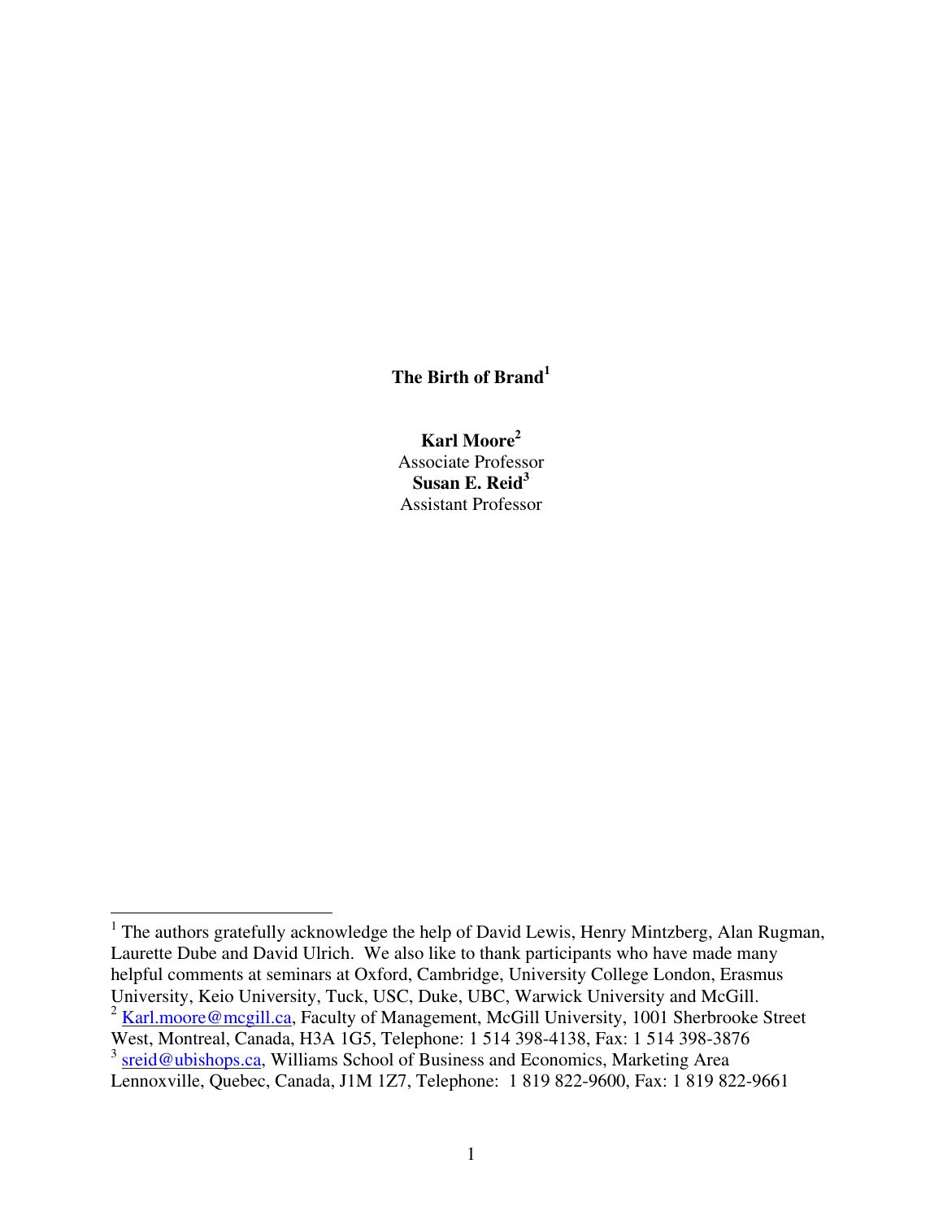# The Birth of Brand[1]

**Karl Moore[2]**
Associate Professor
**Susan E. Reid[3]**
Assistant Professor

---

[1] The authors gratefully acknowledge the help of David Lewis, Henry Mintzberg, Alan Rugman, Laurette Dube and David Ulrich. We also like to thank participants who have made many helpful comments at seminars at Oxford, Cambridge, University College London, Erasmus University, Keio University, Tuck, USC, Duke, UBC, Warwick University and McGill.

[2] Karl.moore@mcgill.ca, Faculty of Management, McGill University, 1001 Sherbrooke Street West, Montreal, Canada, H3A 1G5, Telephone: 1 514 398-4138, Fax: 1 514 398-3876

[3] sreid@ubishops.ca, Williams School of Business and Economics, Marketing Area Lennoxville, Quebec, Canada, J1M 1Z7, Telephone: 1 819 822-9600, Fax: 1 819 822-9661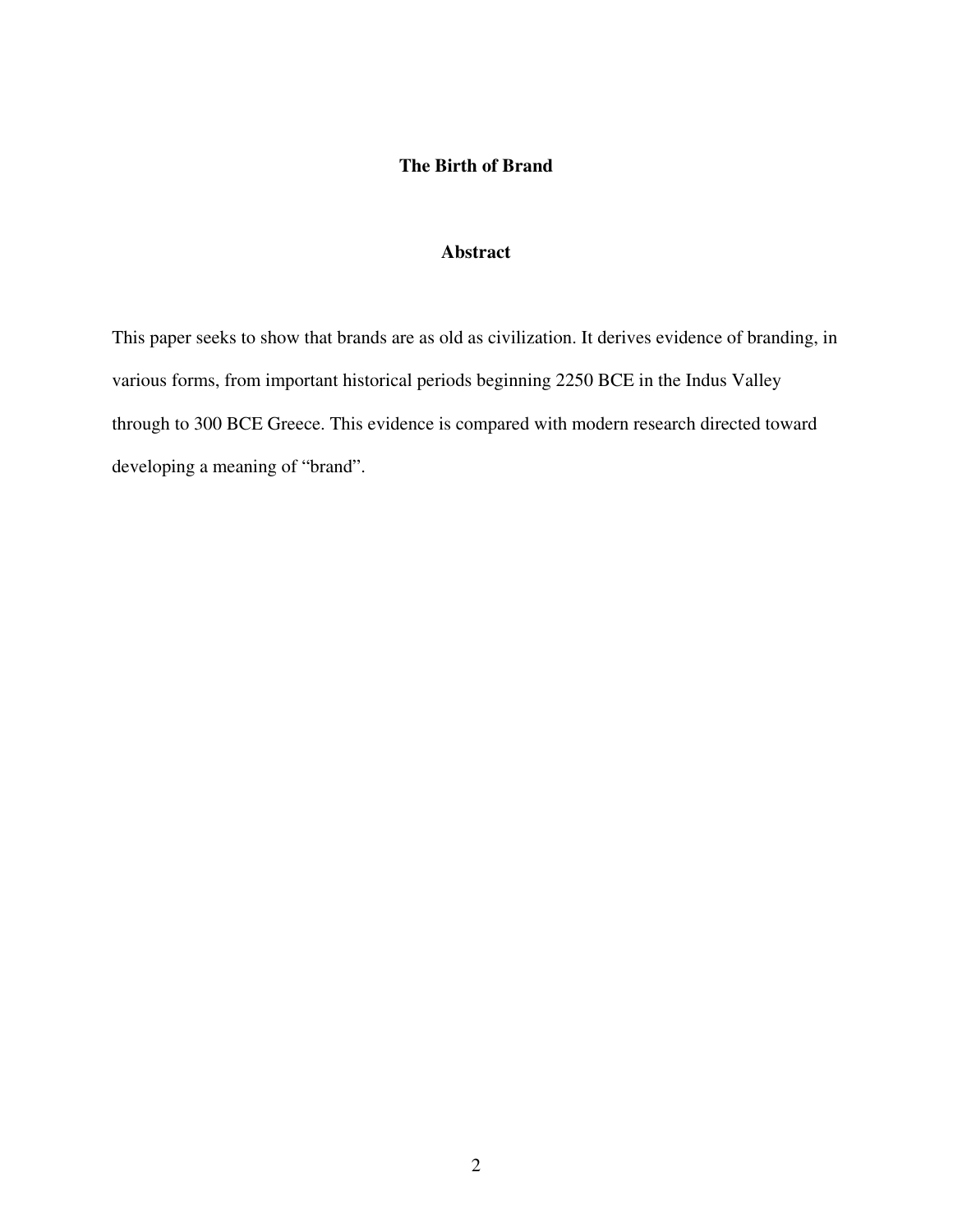# The Birth of Brand

## Abstract

This paper seeks to show that brands are as old as civilization. It derives evidence of branding, in various forms, from important historical periods beginning 2250 BCE in the Indus Valley through to 300 BCE Greece. This evidence is compared with modern research directed toward developing a meaning of "brand".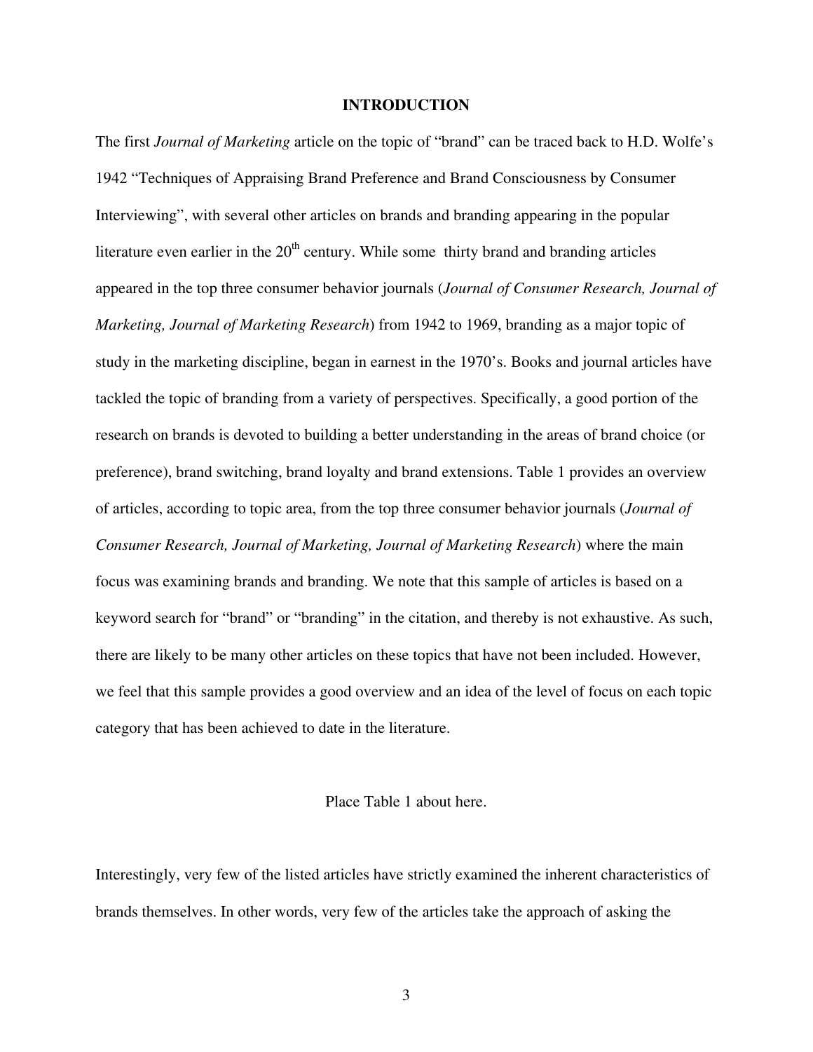# INTRODUCTION

The first *Journal of Marketing* article on the topic of "brand" can be traced back to H.D. Wolfe's 1942 "Techniques of Appraising Brand Preference and Brand Consciousness by Consumer Interviewing", with several other articles on brands and branding appearing in the popular literature even earlier in the 20th century. While some thirty brand and branding articles appeared in the top three consumer behavior journals (*Journal of Consumer Research, Journal of Marketing, Journal of Marketing Research*) from 1942 to 1969, branding as a major topic of study in the marketing discipline, began in earnest in the 1970's. Books and journal articles have tackled the topic of branding from a variety of perspectives. Specifically, a good portion of the research on brands is devoted to building a better understanding in the areas of brand choice (or preference), brand switching, brand loyalty and brand extensions. Table 1 provides an overview of articles, according to topic area, from the top three consumer behavior journals (*Journal of Consumer Research, Journal of Marketing, Journal of Marketing Research*) where the main focus was examining brands and branding. We note that this sample of articles is based on a keyword search for "brand" or "branding" in the citation, and thereby is not exhaustive. As such, there are likely to be many other articles on these topics that have not been included. However, we feel that this sample provides a good overview and an idea of the level of focus on each topic category that has been achieved to date in the literature.

Place Table 1 about here.

Interestingly, very few of the listed articles have strictly examined the inherent characteristics of brands themselves. In other words, very few of the articles take the approach of asking the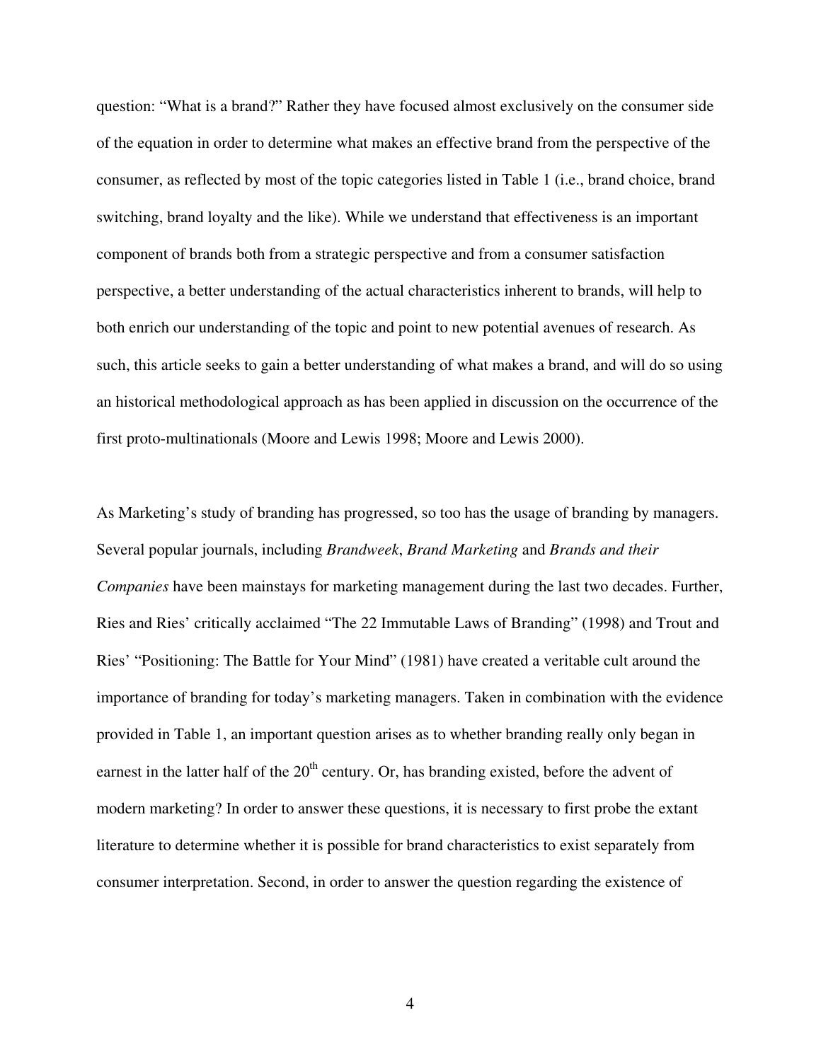question: "What is a brand?" Rather they have focused almost exclusively on the consumer side of the equation in order to determine what makes an effective brand from the perspective of the consumer, as reflected by most of the topic categories listed in Table 1 (i.e., brand choice, brand switching, brand loyalty and the like). While we understand that effectiveness is an important component of brands both from a strategic perspective and from a consumer satisfaction perspective, a better understanding of the actual characteristics inherent to brands, will help to both enrich our understanding of the topic and point to new potential avenues of research. As such, this article seeks to gain a better understanding of what makes a brand, and will do so using an historical methodological approach as has been applied in discussion on the occurrence of the first proto-multinationals (Moore and Lewis 1998; Moore and Lewis 2000).

As Marketing's study of branding has progressed, so too has the usage of branding by managers. Several popular journals, including *Brandweek*, *Brand Marketing* and *Brands and their Companies* have been mainstays for marketing management during the last two decades. Further, Ries and Ries' critically acclaimed "The 22 Immutable Laws of Branding" (1998) and Trout and Ries' "Positioning: The Battle for Your Mind" (1981) have created a veritable cult around the importance of branding for today's marketing managers. Taken in combination with the evidence provided in Table 1, an important question arises as to whether branding really only began in earnest in the latter half of the 20th century. Or, has branding existed, before the advent of modern marketing? In order to answer these questions, it is necessary to first probe the extant literature to determine whether it is possible for brand characteristics to exist separately from consumer interpretation. Second, in order to answer the question regarding the existence of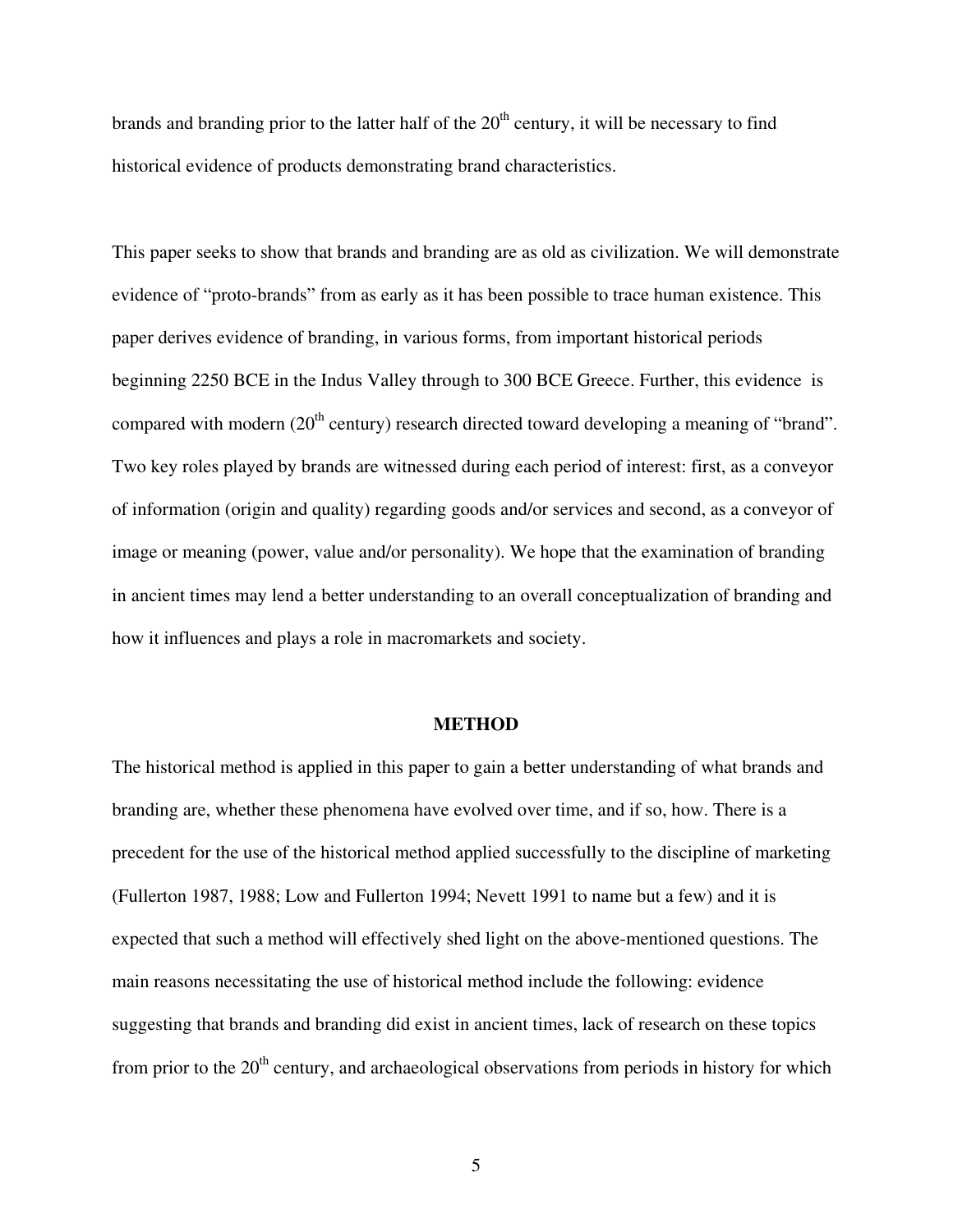brands and branding prior to the latter half of the 20th century, it will be necessary to find historical evidence of products demonstrating brand characteristics.

This paper seeks to show that brands and branding are as old as civilization. We will demonstrate evidence of "proto-brands" from as early as it has been possible to trace human existence. This paper derives evidence of branding, in various forms, from important historical periods beginning 2250 BCE in the Indus Valley through to 300 BCE Greece. Further, this evidence is compared with modern (20th century) research directed toward developing a meaning of "brand". Two key roles played by brands are witnessed during each period of interest: first, as a conveyor of information (origin and quality) regarding goods and/or services and second, as a conveyor of image or meaning (power, value and/or personality). We hope that the examination of branding in ancient times may lend a better understanding to an overall conceptualization of branding and how it influences and plays a role in macromarkets and society.

## METHOD

The historical method is applied in this paper to gain a better understanding of what brands and branding are, whether these phenomena have evolved over time, and if so, how. There is a precedent for the use of the historical method applied successfully to the discipline of marketing (Fullerton 1987, 1988; Low and Fullerton 1994; Nevett 1991 to name but a few) and it is expected that such a method will effectively shed light on the above-mentioned questions. The main reasons necessitating the use of historical method include the following: evidence suggesting that brands and branding did exist in ancient times, lack of research on these topics from prior to the 20th century, and archaeological observations from periods in history for which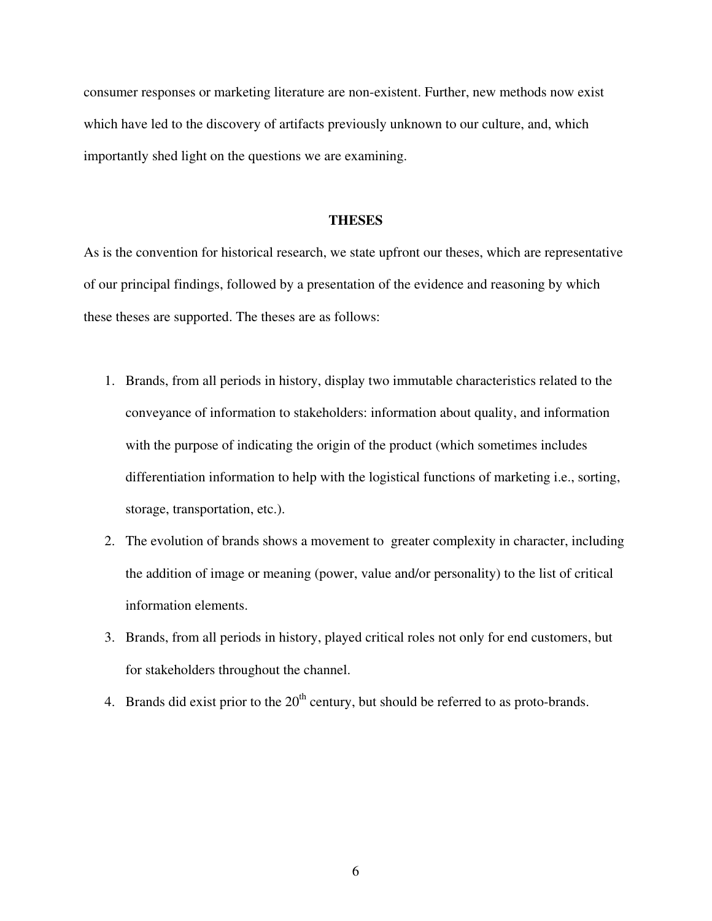consumer responses or marketing literature are non-existent. Further, new methods now exist which have led to the discovery of artifacts previously unknown to our culture, and, which importantly shed light on the questions we are examining.

## THESES

As is the convention for historical research, we state upfront our theses, which are representative of our principal findings, followed by a presentation of the evidence and reasoning by which these theses are supported. The theses are as follows:

1. Brands, from all periods in history, display two immutable characteristics related to the conveyance of information to stakeholders: information about quality, and information with the purpose of indicating the origin of the product (which sometimes includes differentiation information to help with the logistical functions of marketing i.e., sorting, storage, transportation, etc.).
2. The evolution of brands shows a movement to greater complexity in character, including the addition of image or meaning (power, value and/or personality) to the list of critical information elements.
3. Brands, from all periods in history, played critical roles not only for end customers, but for stakeholders throughout the channel.
4. Brands did exist prior to the 20th century, but should be referred to as proto-brands.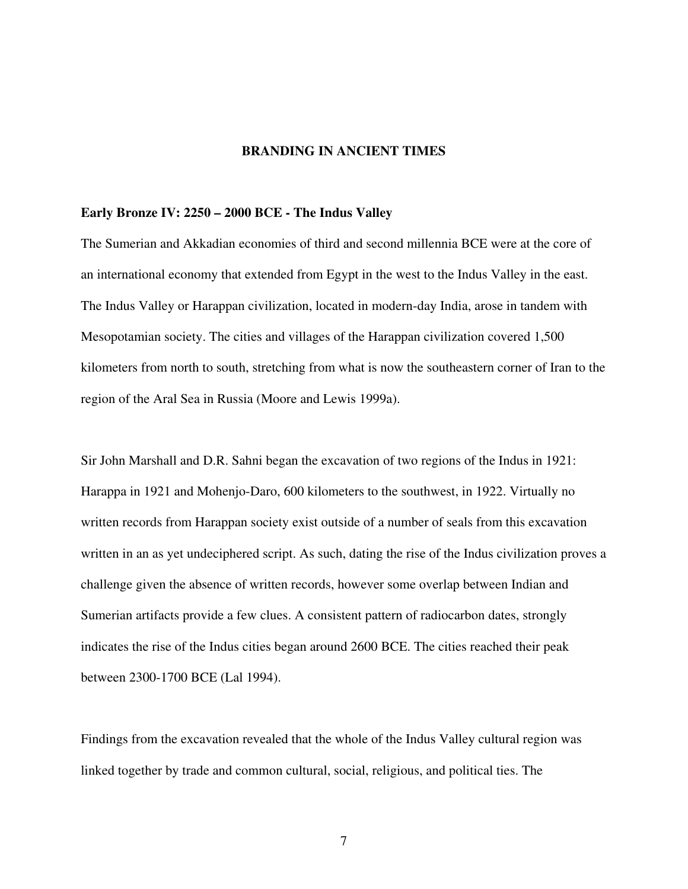## BRANDING IN ANCIENT TIMES

### Early Bronze IV: 2250 – 2000 BCE - The Indus Valley

The Sumerian and Akkadian economies of third and second millennia BCE were at the core of an international economy that extended from Egypt in the west to the Indus Valley in the east. The Indus Valley or Harappan civilization, located in modern-day India, arose in tandem with Mesopotamian society. The cities and villages of the Harappan civilization covered 1,500 kilometers from north to south, stretching from what is now the southeastern corner of Iran to the region of the Aral Sea in Russia (Moore and Lewis 1999a).

Sir John Marshall and D.R. Sahni began the excavation of two regions of the Indus in 1921: Harappa in 1921 and Mohenjo-Daro, 600 kilometers to the southwest, in 1922. Virtually no written records from Harappan society exist outside of a number of seals from this excavation written in an as yet undeciphered script. As such, dating the rise of the Indus civilization proves a challenge given the absence of written records, however some overlap between Indian and Sumerian artifacts provide a few clues. A consistent pattern of radiocarbon dates, strongly indicates the rise of the Indus cities began around 2600 BCE. The cities reached their peak between 2300-1700 BCE (Lal 1994).

Findings from the excavation revealed that the whole of the Indus Valley cultural region was linked together by trade and common cultural, social, religious, and political ties. The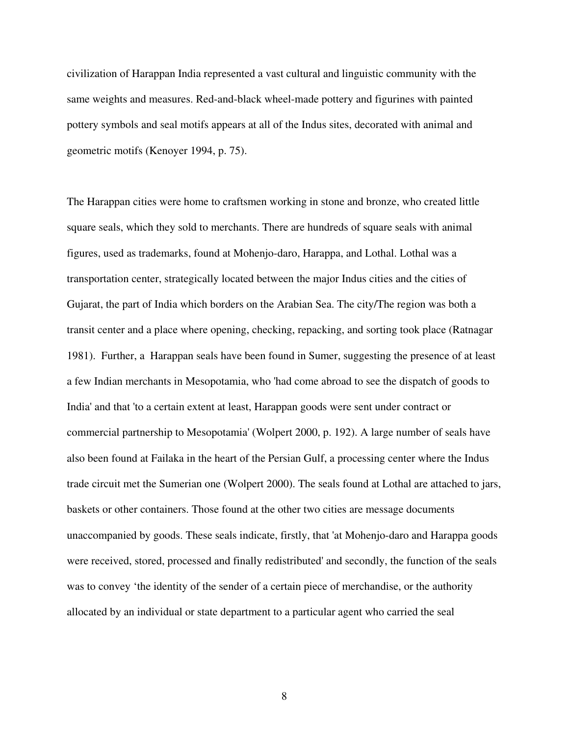civilization of Harappan India represented a vast cultural and linguistic community with the same weights and measures. Red-and-black wheel-made pottery and figurines with painted pottery symbols and seal motifs appears at all of the Indus sites, decorated with animal and geometric motifs (Kenoyer 1994, p. 75).

The Harappan cities were home to craftsmen working in stone and bronze, who created little square seals, which they sold to merchants. There are hundreds of square seals with animal figures, used as trademarks, found at Mohenjo-daro, Harappa, and Lothal. Lothal was a transportation center, strategically located between the major Indus cities and the cities of Gujarat, the part of India which borders on the Arabian Sea. The city/The region was both a transit center and a place where opening, checking, repacking, and sorting took place (Ratnagar 1981). Further, a Harappan seals have been found in Sumer, suggesting the presence of at least a few Indian merchants in Mesopotamia, who 'had come abroad to see the dispatch of goods to India' and that 'to a certain extent at least, Harappan goods were sent under contract or commercial partnership to Mesopotamia' (Wolpert 2000, p. 192). A large number of seals have also been found at Failaka in the heart of the Persian Gulf, a processing center where the Indus trade circuit met the Sumerian one (Wolpert 2000). The seals found at Lothal are attached to jars, baskets or other containers. Those found at the other two cities are message documents unaccompanied by goods. These seals indicate, firstly, that 'at Mohenjo-daro and Harappa goods were received, stored, processed and finally redistributed' and secondly, the function of the seals was to convey 'the identity of the sender of a certain piece of merchandise, or the authority allocated by an individual or state department to a particular agent who carried the seal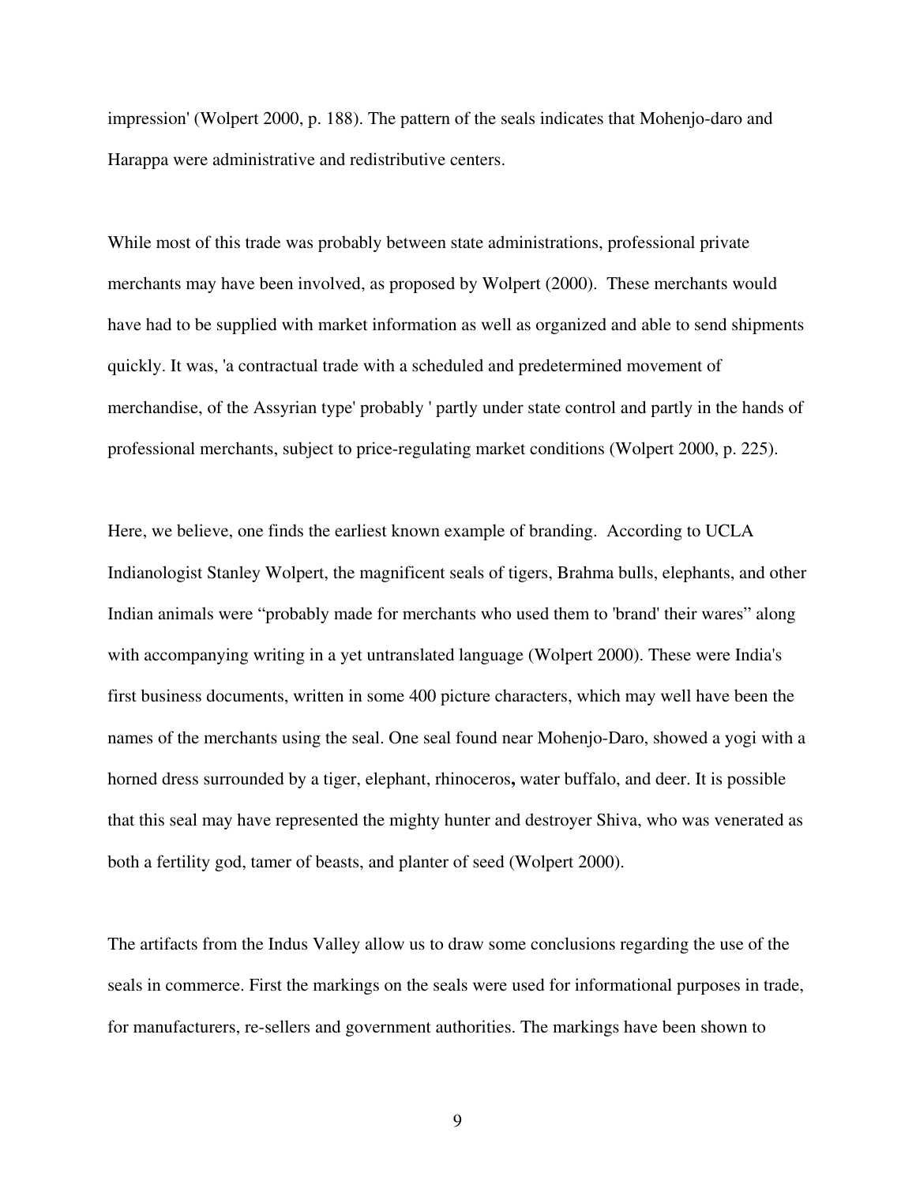impression' (Wolpert 2000, p. 188). The pattern of the seals indicates that Mohenjo-daro and Harappa were administrative and redistributive centers.

While most of this trade was probably between state administrations, professional private merchants may have been involved, as proposed by Wolpert (2000). These merchants would have had to be supplied with market information as well as organized and able to send shipments quickly. It was, 'a contractual trade with a scheduled and predetermined movement of merchandise, of the Assyrian type' probably ' partly under state control and partly in the hands of professional merchants, subject to price-regulating market conditions (Wolpert 2000, p. 225).

Here, we believe, one finds the earliest known example of branding. According to UCLA Indianologist Stanley Wolpert, the magnificent seals of tigers, Brahma bulls, elephants, and other Indian animals were "probably made for merchants who used them to 'brand' their wares" along with accompanying writing in a yet untranslated language (Wolpert 2000). These were India's first business documents, written in some 400 picture characters, which may well have been the names of the merchants using the seal. One seal found near Mohenjo-Daro, showed a yogi with a horned dress surrounded by a tiger, elephant, rhinoceros**,** water buffalo, and deer. It is possible that this seal may have represented the mighty hunter and destroyer Shiva, who was venerated as both a fertility god, tamer of beasts, and planter of seed (Wolpert 2000).

The artifacts from the Indus Valley allow us to draw some conclusions regarding the use of the seals in commerce. First the markings on the seals were used for informational purposes in trade, for manufacturers, re-sellers and government authorities. The markings have been shown to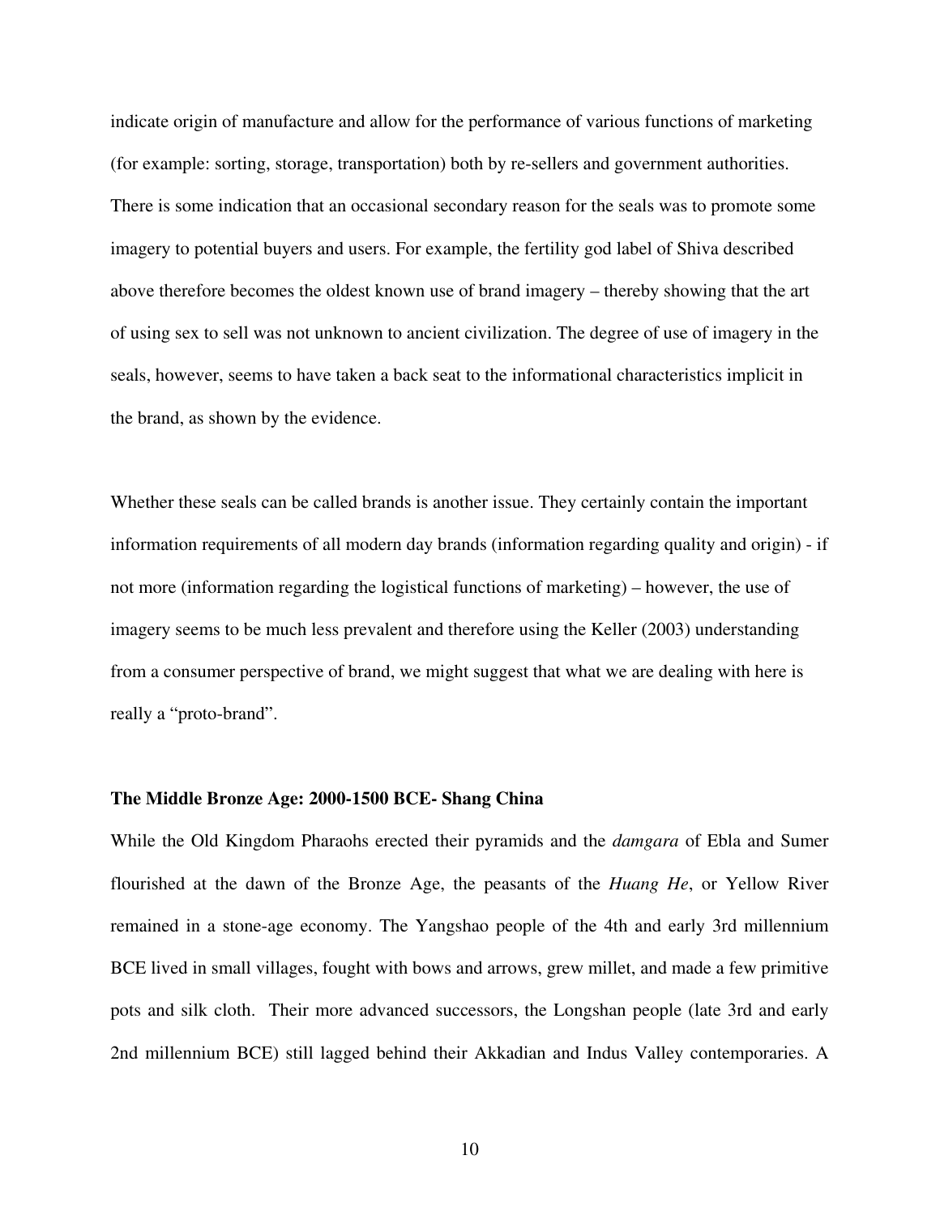indicate origin of manufacture and allow for the performance of various functions of marketing (for example: sorting, storage, transportation) both by re-sellers and government authorities. There is some indication that an occasional secondary reason for the seals was to promote some imagery to potential buyers and users. For example, the fertility god label of Shiva described above therefore becomes the oldest known use of brand imagery – thereby showing that the art of using sex to sell was not unknown to ancient civilization. The degree of use of imagery in the seals, however, seems to have taken a back seat to the informational characteristics implicit in the brand, as shown by the evidence.

Whether these seals can be called brands is another issue. They certainly contain the important information requirements of all modern day brands (information regarding quality and origin) - if not more (information regarding the logistical functions of marketing) – however, the use of imagery seems to be much less prevalent and therefore using the Keller (2003) understanding from a consumer perspective of brand, we might suggest that what we are dealing with here is really a "proto-brand".

**The Middle Bronze Age: 2000-1500 BCE- Shang China**

While the Old Kingdom Pharaohs erected their pyramids and the *damgara* of Ebla and Sumer flourished at the dawn of the Bronze Age, the peasants of the *Huang He*, or Yellow River remained in a stone-age economy. The Yangshao people of the 4th and early 3rd millennium BCE lived in small villages, fought with bows and arrows, grew millet, and made a few primitive pots and silk cloth. Their more advanced successors, the Longshan people (late 3rd and early 2nd millennium BCE) still lagged behind their Akkadian and Indus Valley contemporaries. A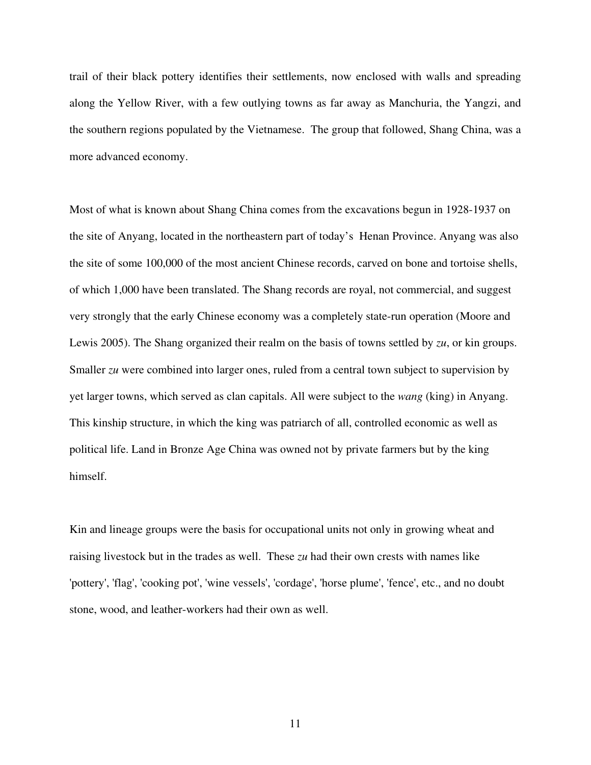trail of their black pottery identifies their settlements, now enclosed with walls and spreading along the Yellow River, with a few outlying towns as far away as Manchuria, the Yangzi, and the southern regions populated by the Vietnamese. The group that followed, Shang China, was a more advanced economy.

Most of what is known about Shang China comes from the excavations begun in 1928-1937 on the site of Anyang, located in the northeastern part of today's Henan Province. Anyang was also the site of some 100,000 of the most ancient Chinese records, carved on bone and tortoise shells, of which 1,000 have been translated. The Shang records are royal, not commercial, and suggest very strongly that the early Chinese economy was a completely state-run operation (Moore and Lewis 2005). The Shang organized their realm on the basis of towns settled by *zu*, or kin groups. Smaller *zu* were combined into larger ones, ruled from a central town subject to supervision by yet larger towns, which served as clan capitals. All were subject to the *wang* (king) in Anyang. This kinship structure, in which the king was patriarch of all, controlled economic as well as political life. Land in Bronze Age China was owned not by private farmers but by the king himself.

Kin and lineage groups were the basis for occupational units not only in growing wheat and raising livestock but in the trades as well. These *zu* had their own crests with names like 'pottery', 'flag', 'cooking pot', 'wine vessels', 'cordage', 'horse plume', 'fence', etc., and no doubt stone, wood, and leather-workers had their own as well.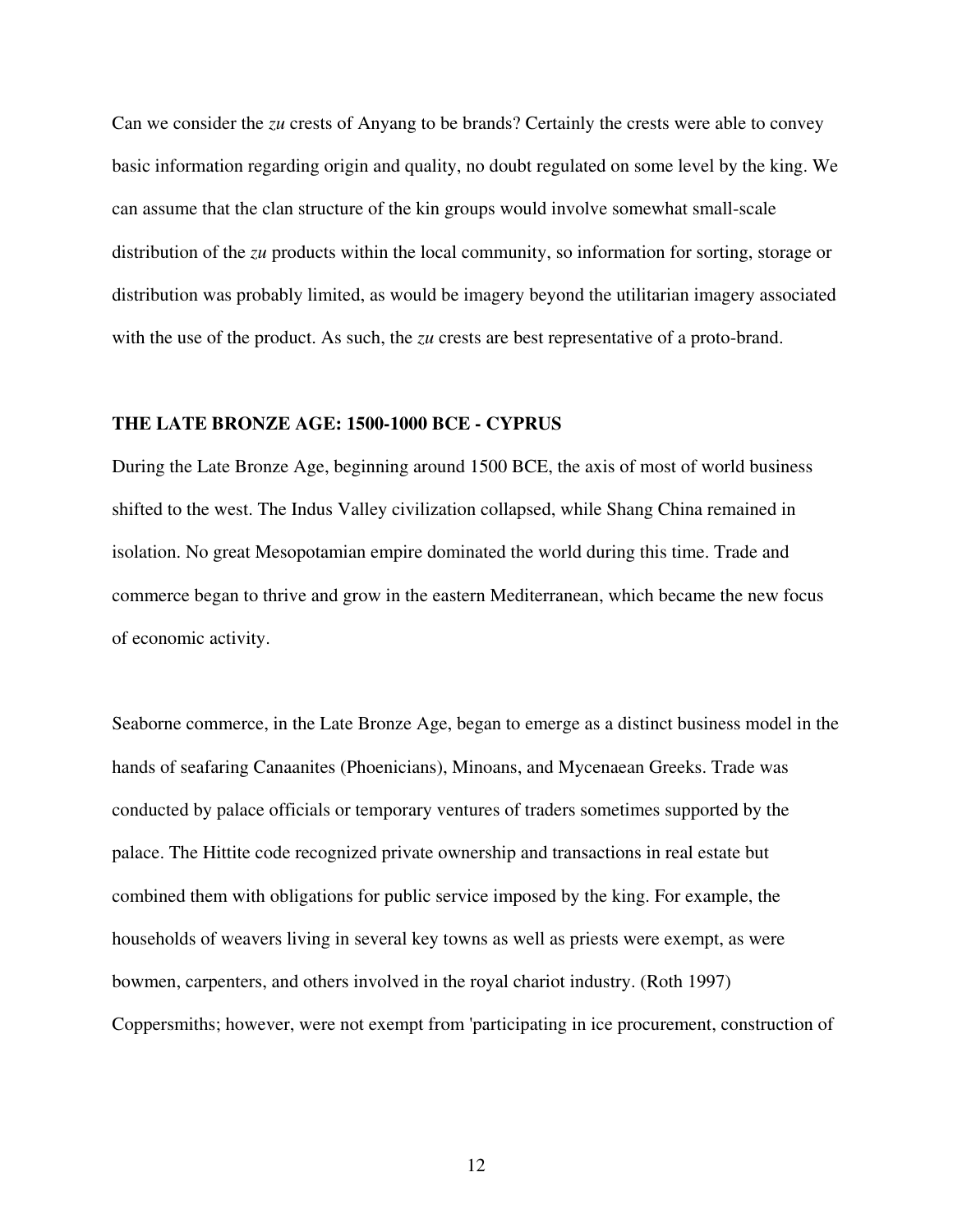Can we consider the *zu* crests of Anyang to be brands? Certainly the crests were able to convey basic information regarding origin and quality, no doubt regulated on some level by the king. We can assume that the clan structure of the kin groups would involve somewhat small-scale distribution of the *zu* products within the local community, so information for sorting, storage or distribution was probably limited, as would be imagery beyond the utilitarian imagery associated with the use of the product. As such, the *zu* crests are best representative of a proto-brand.

## THE LATE BRONZE AGE: 1500-1000 BCE - CYPRUS

During the Late Bronze Age, beginning around 1500 BCE, the axis of most of world business shifted to the west. The Indus Valley civilization collapsed, while Shang China remained in isolation. No great Mesopotamian empire dominated the world during this time. Trade and commerce began to thrive and grow in the eastern Mediterranean, which became the new focus of economic activity.

Seaborne commerce, in the Late Bronze Age, began to emerge as a distinct business model in the hands of seafaring Canaanites (Phoenicians), Minoans, and Mycenaean Greeks. Trade was conducted by palace officials or temporary ventures of traders sometimes supported by the palace. The Hittite code recognized private ownership and transactions in real estate but combined them with obligations for public service imposed by the king. For example, the households of weavers living in several key towns as well as priests were exempt, as were bowmen, carpenters, and others involved in the royal chariot industry. (Roth 1997) Coppersmiths; however, were not exempt from 'participating in ice procurement, construction of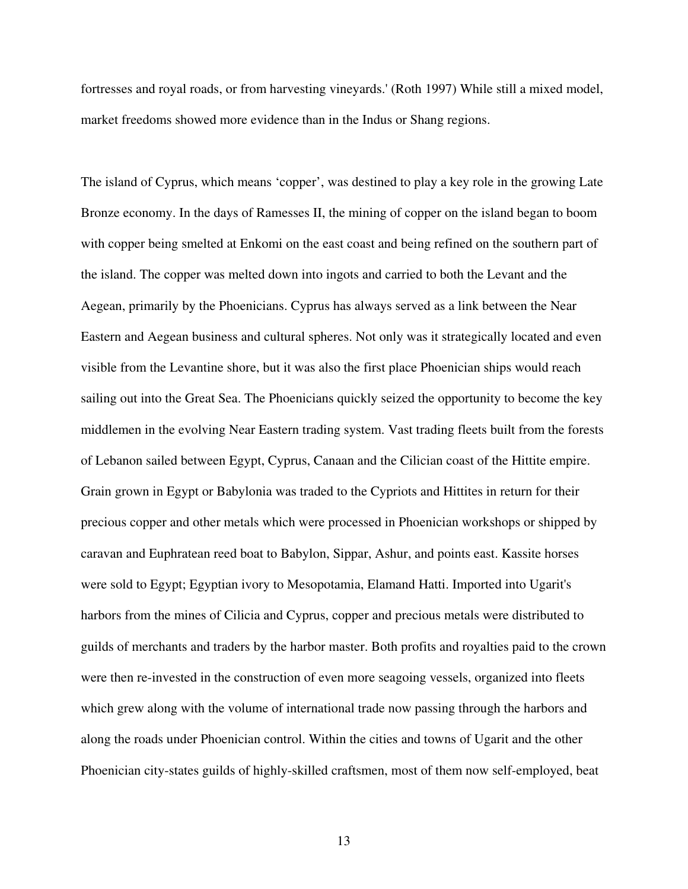fortresses and royal roads, or from harvesting vineyards.' (Roth 1997) While still a mixed model, market freedoms showed more evidence than in the Indus or Shang regions.

The island of Cyprus, which means 'copper', was destined to play a key role in the growing Late Bronze economy. In the days of Ramesses II, the mining of copper on the island began to boom with copper being smelted at Enkomi on the east coast and being refined on the southern part of the island. The copper was melted down into ingots and carried to both the Levant and the Aegean, primarily by the Phoenicians. Cyprus has always served as a link between the Near Eastern and Aegean business and cultural spheres. Not only was it strategically located and even visible from the Levantine shore, but it was also the first place Phoenician ships would reach sailing out into the Great Sea. The Phoenicians quickly seized the opportunity to become the key middlemen in the evolving Near Eastern trading system. Vast trading fleets built from the forests of Lebanon sailed between Egypt, Cyprus, Canaan and the Cilician coast of the Hittite empire. Grain grown in Egypt or Babylonia was traded to the Cypriots and Hittites in return for their precious copper and other metals which were processed in Phoenician workshops or shipped by caravan and Euphratean reed boat to Babylon, Sippar, Ashur, and points east. Kassite horses were sold to Egypt; Egyptian ivory to Mesopotamia, Elamand Hatti. Imported into Ugarit's harbors from the mines of Cilicia and Cyprus, copper and precious metals were distributed to guilds of merchants and traders by the harbor master. Both profits and royalties paid to the crown were then re-invested in the construction of even more seagoing vessels, organized into fleets which grew along with the volume of international trade now passing through the harbors and along the roads under Phoenician control. Within the cities and towns of Ugarit and the other Phoenician city-states guilds of highly-skilled craftsmen, most of them now self-employed, beat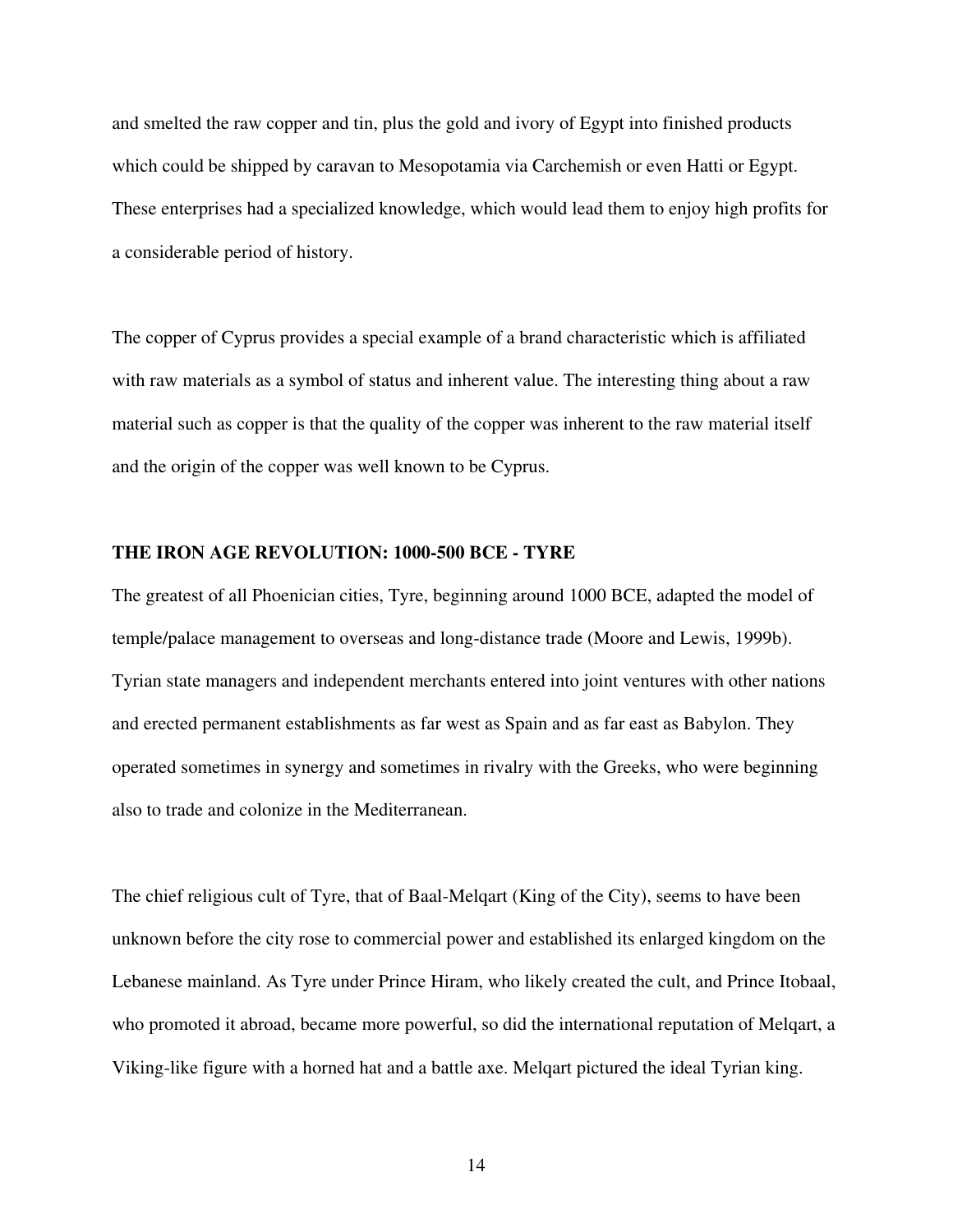and smelted the raw copper and tin, plus the gold and ivory of Egypt into finished products which could be shipped by caravan to Mesopotamia via Carchemish or even Hatti or Egypt. These enterprises had a specialized knowledge, which would lead them to enjoy high profits for a considerable period of history.

The copper of Cyprus provides a special example of a brand characteristic which is affiliated with raw materials as a symbol of status and inherent value. The interesting thing about a raw material such as copper is that the quality of the copper was inherent to the raw material itself and the origin of the copper was well known to be Cyprus.

## THE IRON AGE REVOLUTION: 1000-500 BCE - TYRE

The greatest of all Phoenician cities, Tyre, beginning around 1000 BCE, adapted the model of temple/palace management to overseas and long-distance trade (Moore and Lewis, 1999b). Tyrian state managers and independent merchants entered into joint ventures with other nations and erected permanent establishments as far west as Spain and as far east as Babylon. They operated sometimes in synergy and sometimes in rivalry with the Greeks, who were beginning also to trade and colonize in the Mediterranean.

The chief religious cult of Tyre, that of Baal-Melqart (King of the City), seems to have been unknown before the city rose to commercial power and established its enlarged kingdom on the Lebanese mainland. As Tyre under Prince Hiram, who likely created the cult, and Prince Itobaal, who promoted it abroad, became more powerful, so did the international reputation of Melqart, a Viking-like figure with a horned hat and a battle axe. Melqart pictured the ideal Tyrian king.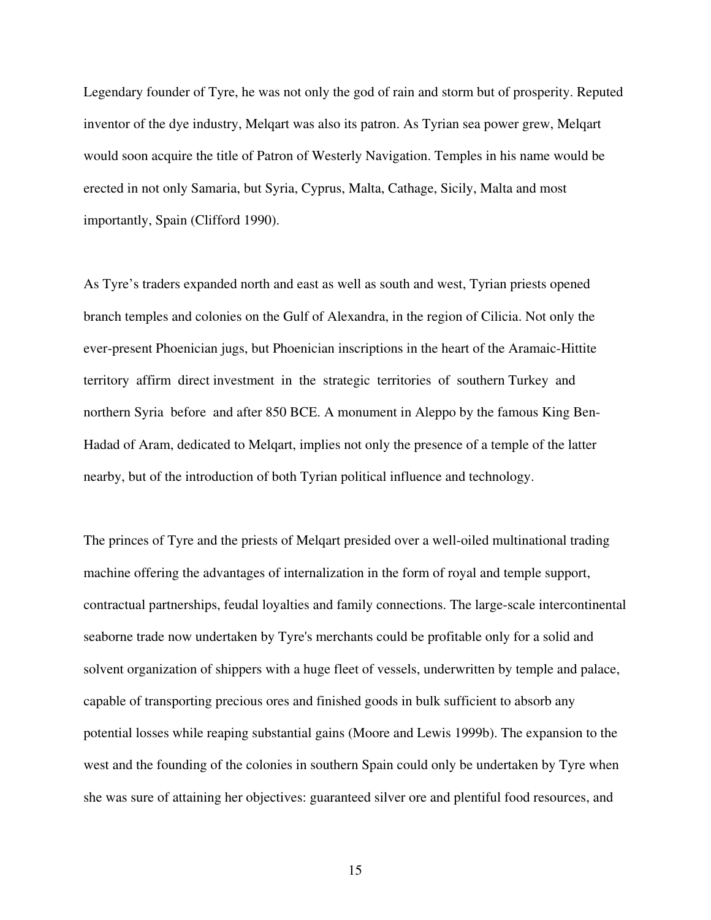Legendary founder of Tyre, he was not only the god of rain and storm but of prosperity. Reputed inventor of the dye industry, Melqart was also its patron. As Tyrian sea power grew, Melqart would soon acquire the title of Patron of Westerly Navigation. Temples in his name would be erected in not only Samaria, but Syria, Cyprus, Malta, Cathage, Sicily, Malta and most importantly, Spain (Clifford 1990).

As Tyre's traders expanded north and east as well as south and west, Tyrian priests opened branch temples and colonies on the Gulf of Alexandra, in the region of Cilicia. Not only the ever-present Phoenician jugs, but Phoenician inscriptions in the heart of the Aramaic-Hittite territory affirm direct investment in the strategic territories of southern Turkey and northern Syria before and after 850 BCE. A monument in Aleppo by the famous King Ben-Hadad of Aram, dedicated to Melqart, implies not only the presence of a temple of the latter nearby, but of the introduction of both Tyrian political influence and technology.

The princes of Tyre and the priests of Melqart presided over a well-oiled multinational trading machine offering the advantages of internalization in the form of royal and temple support, contractual partnerships, feudal loyalties and family connections. The large-scale intercontinental seaborne trade now undertaken by Tyre's merchants could be profitable only for a solid and solvent organization of shippers with a huge fleet of vessels, underwritten by temple and palace, capable of transporting precious ores and finished goods in bulk sufficient to absorb any potential losses while reaping substantial gains (Moore and Lewis 1999b). The expansion to the west and the founding of the colonies in southern Spain could only be undertaken by Tyre when she was sure of attaining her objectives: guaranteed silver ore and plentiful food resources, and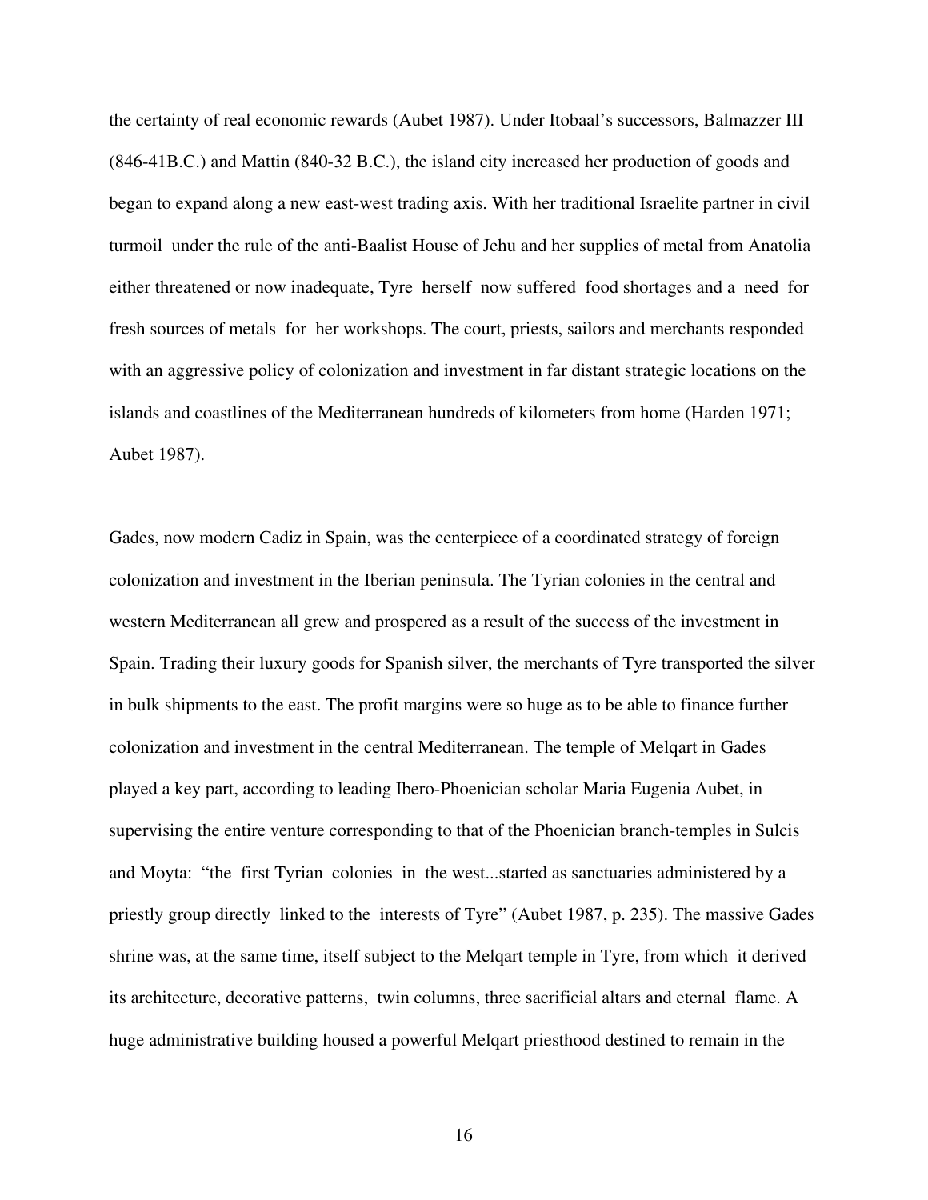the certainty of real economic rewards (Aubet 1987). Under Itobaal's successors, Balmazzer III (846-41B.C.) and Mattin (840-32 B.C.), the island city increased her production of goods and began to expand along a new east-west trading axis. With her traditional Israelite partner in civil turmoil under the rule of the anti-Baalist House of Jehu and her supplies of metal from Anatolia either threatened or now inadequate, Tyre herself now suffered food shortages and a need for fresh sources of metals for her workshops. The court, priests, sailors and merchants responded with an aggressive policy of colonization and investment in far distant strategic locations on the islands and coastlines of the Mediterranean hundreds of kilometers from home (Harden 1971; Aubet 1987).

Gades, now modern Cadiz in Spain, was the centerpiece of a coordinated strategy of foreign colonization and investment in the Iberian peninsula. The Tyrian colonies in the central and western Mediterranean all grew and prospered as a result of the success of the investment in Spain. Trading their luxury goods for Spanish silver, the merchants of Tyre transported the silver in bulk shipments to the east. The profit margins were so huge as to be able to finance further colonization and investment in the central Mediterranean. The temple of Melqart in Gades played a key part, according to leading Ibero-Phoenician scholar Maria Eugenia Aubet, in supervising the entire venture corresponding to that of the Phoenician branch-temples in Sulcis and Moyta: "the first Tyrian colonies in the west...started as sanctuaries administered by a priestly group directly linked to the interests of Tyre" (Aubet 1987, p. 235). The massive Gades shrine was, at the same time, itself subject to the Melqart temple in Tyre, from which it derived its architecture, decorative patterns, twin columns, three sacrificial altars and eternal flame. A huge administrative building housed a powerful Melqart priesthood destined to remain in the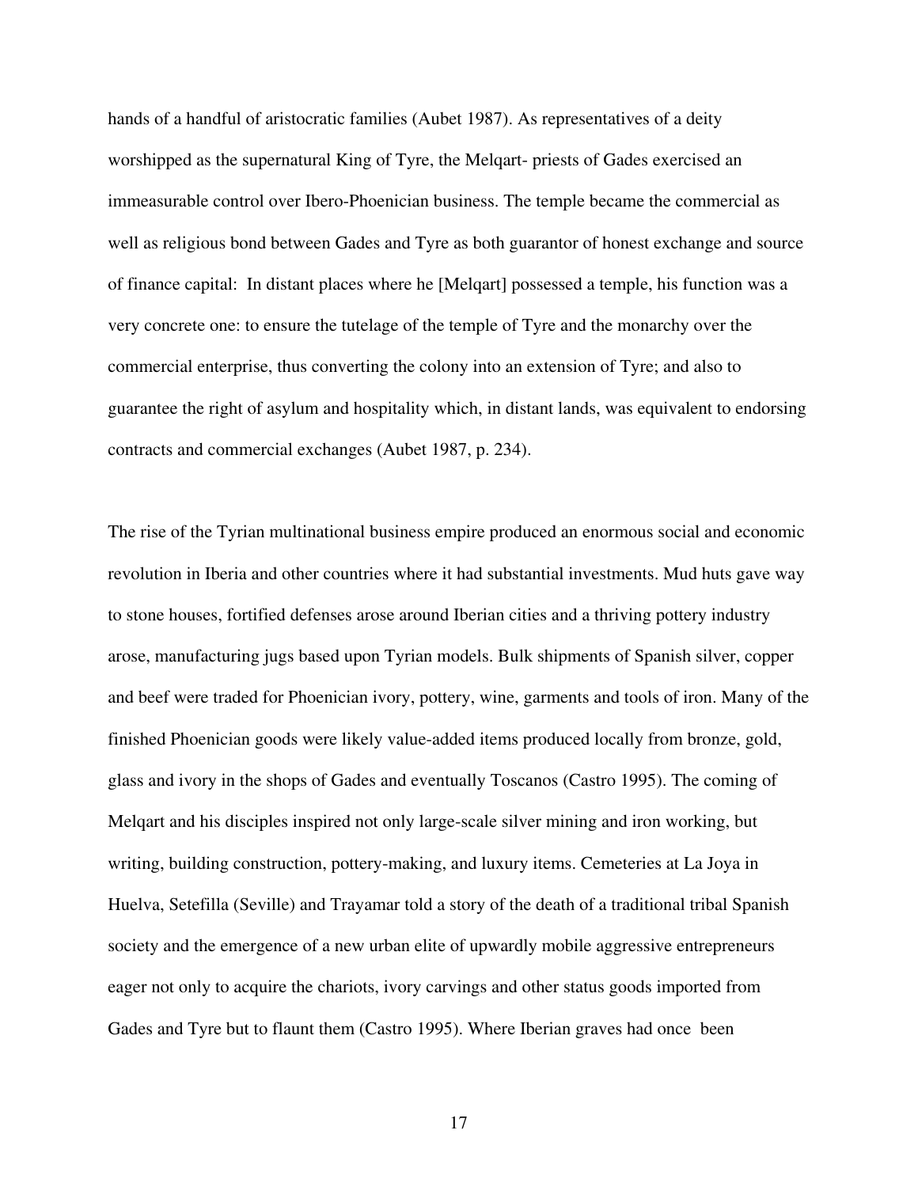hands of a handful of aristocratic families (Aubet 1987). As representatives of a deity worshipped as the supernatural King of Tyre, the Melqart- priests of Gades exercised an immeasurable control over Ibero-Phoenician business. The temple became the commercial as well as religious bond between Gades and Tyre as both guarantor of honest exchange and source of finance capital: In distant places where he [Melqart] possessed a temple, his function was a very concrete one: to ensure the tutelage of the temple of Tyre and the monarchy over the commercial enterprise, thus converting the colony into an extension of Tyre; and also to guarantee the right of asylum and hospitality which, in distant lands, was equivalent to endorsing contracts and commercial exchanges (Aubet 1987, p. 234).

The rise of the Tyrian multinational business empire produced an enormous social and economic revolution in Iberia and other countries where it had substantial investments. Mud huts gave way to stone houses, fortified defenses arose around Iberian cities and a thriving pottery industry arose, manufacturing jugs based upon Tyrian models. Bulk shipments of Spanish silver, copper and beef were traded for Phoenician ivory, pottery, wine, garments and tools of iron. Many of the finished Phoenician goods were likely value-added items produced locally from bronze, gold, glass and ivory in the shops of Gades and eventually Toscanos (Castro 1995). The coming of Melqart and his disciples inspired not only large-scale silver mining and iron working, but writing, building construction, pottery-making, and luxury items. Cemeteries at La Joya in Huelva, Setefilla (Seville) and Trayamar told a story of the death of a traditional tribal Spanish society and the emergence of a new urban elite of upwardly mobile aggressive entrepreneurs eager not only to acquire the chariots, ivory carvings and other status goods imported from Gades and Tyre but to flaunt them (Castro 1995). Where Iberian graves had once been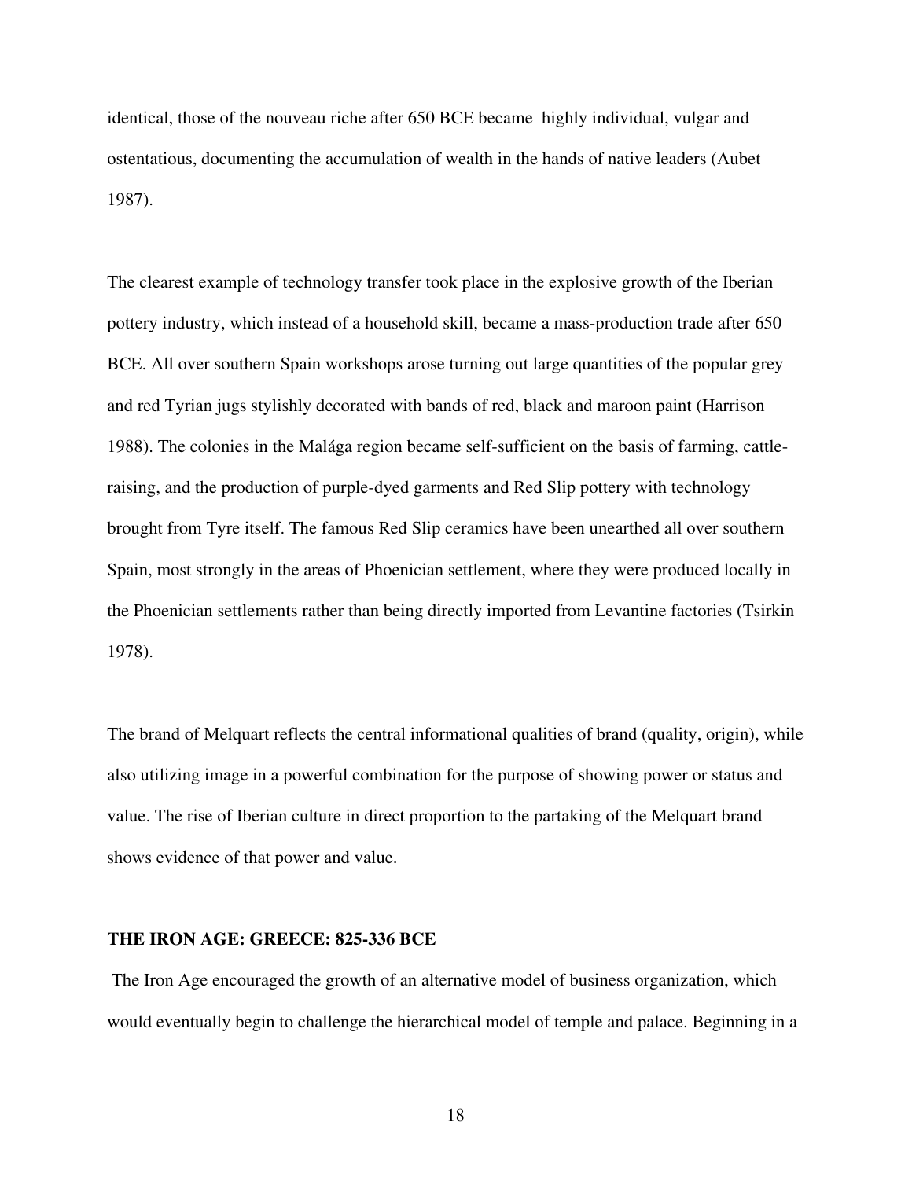identical, those of the nouveau riche after 650 BCE became highly individual, vulgar and ostentatious, documenting the accumulation of wealth in the hands of native leaders (Aubet 1987).

The clearest example of technology transfer took place in the explosive growth of the Iberian pottery industry, which instead of a household skill, became a mass-production trade after 650 BCE. All over southern Spain workshops arose turning out large quantities of the popular grey and red Tyrian jugs stylishly decorated with bands of red, black and maroon paint (Harrison 1988). The colonies in the Malága region became self-sufficient on the basis of farming, cattle-raising, and the production of purple-dyed garments and Red Slip pottery with technology brought from Tyre itself. The famous Red Slip ceramics have been unearthed all over southern Spain, most strongly in the areas of Phoenician settlement, where they were produced locally in the Phoenician settlements rather than being directly imported from Levantine factories (Tsirkin 1978).

The brand of Melquart reflects the central informational qualities of brand (quality, origin), while also utilizing image in a powerful combination for the purpose of showing power or status and value. The rise of Iberian culture in direct proportion to the partaking of the Melquart brand shows evidence of that power and value.

## THE IRON AGE: GREECE: 825-336 BCE

The Iron Age encouraged the growth of an alternative model of business organization, which would eventually begin to challenge the hierarchical model of temple and palace. Beginning in a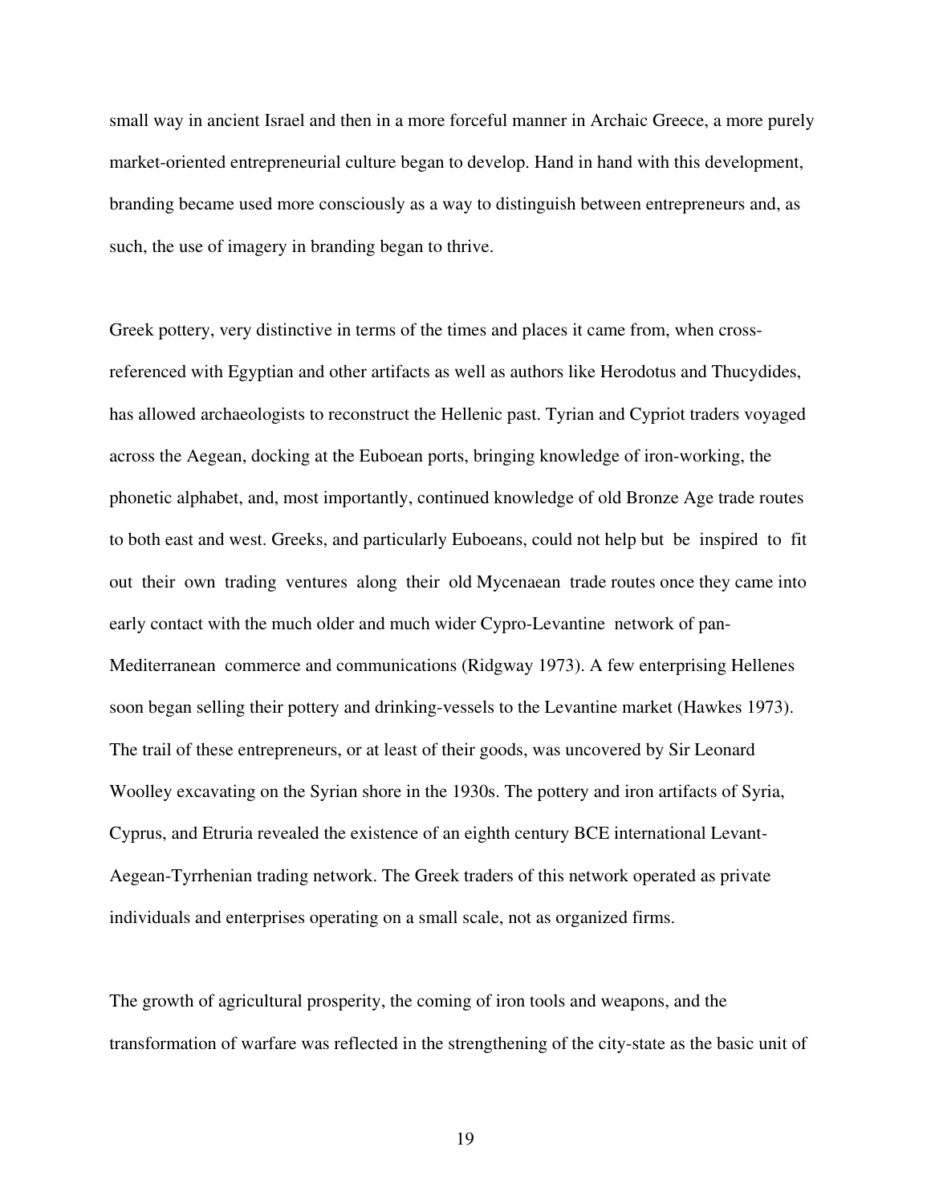small way in ancient Israel and then in a more forceful manner in Archaic Greece, a more purely market-oriented entrepreneurial culture began to develop. Hand in hand with this development, branding became used more consciously as a way to distinguish between entrepreneurs and, as such, the use of imagery in branding began to thrive.

Greek pottery, very distinctive in terms of the times and places it came from, when cross-referenced with Egyptian and other artifacts as well as authors like Herodotus and Thucydides, has allowed archaeologists to reconstruct the Hellenic past. Tyrian and Cypriot traders voyaged across the Aegean, docking at the Euboean ports, bringing knowledge of iron-working, the phonetic alphabet, and, most importantly, continued knowledge of old Bronze Age trade routes to both east and west. Greeks, and particularly Euboeans, could not help but be inspired to fit out their own trading ventures along their old Mycenaean trade routes once they came into early contact with the much older and much wider Cypro-Levantine network of pan-Mediterranean commerce and communications (Ridgway 1973). A few enterprising Hellenes soon began selling their pottery and drinking-vessels to the Levantine market (Hawkes 1973). The trail of these entrepreneurs, or at least of their goods, was uncovered by Sir Leonard Woolley excavating on the Syrian shore in the 1930s. The pottery and iron artifacts of Syria, Cyprus, and Etruria revealed the existence of an eighth century BCE international Levant-Aegean-Tyrrhenian trading network. The Greek traders of this network operated as private individuals and enterprises operating on a small scale, not as organized firms.

The growth of agricultural prosperity, the coming of iron tools and weapons, and the transformation of warfare was reflected in the strengthening of the city-state as the basic unit of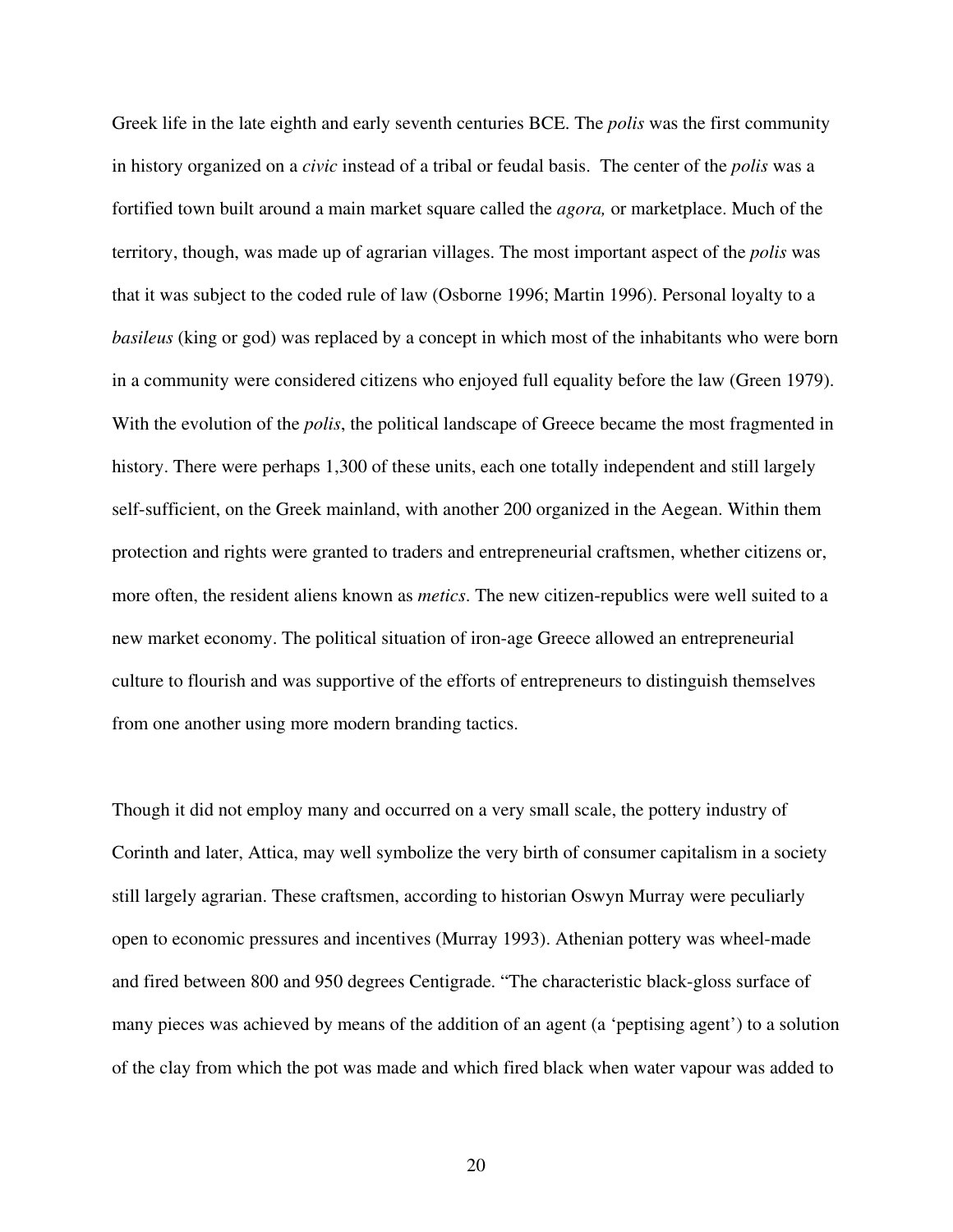Greek life in the late eighth and early seventh centuries BCE. The *polis* was the first community in history organized on a *civic* instead of a tribal or feudal basis. The center of the *polis* was a fortified town built around a main market square called the *agora,* or marketplace. Much of the territory, though, was made up of agrarian villages. The most important aspect of the *polis* was that it was subject to the coded rule of law (Osborne 1996; Martin 1996). Personal loyalty to a *basileus* (king or god) was replaced by a concept in which most of the inhabitants who were born in a community were considered citizens who enjoyed full equality before the law (Green 1979). With the evolution of the *polis*, the political landscape of Greece became the most fragmented in history. There were perhaps 1,300 of these units, each one totally independent and still largely self-sufficient, on the Greek mainland, with another 200 organized in the Aegean. Within them protection and rights were granted to traders and entrepreneurial craftsmen, whether citizens or, more often, the resident aliens known as *metics*. The new citizen-republics were well suited to a new market economy. The political situation of iron-age Greece allowed an entrepreneurial culture to flourish and was supportive of the efforts of entrepreneurs to distinguish themselves from one another using more modern branding tactics.

Though it did not employ many and occurred on a very small scale, the pottery industry of Corinth and later, Attica, may well symbolize the very birth of consumer capitalism in a society still largely agrarian. These craftsmen, according to historian Oswyn Murray were peculiarly open to economic pressures and incentives (Murray 1993). Athenian pottery was wheel-made and fired between 800 and 950 degrees Centigrade. "The characteristic black-gloss surface of many pieces was achieved by means of the addition of an agent (a 'peptising agent') to a solution of the clay from which the pot was made and which fired black when water vapour was added to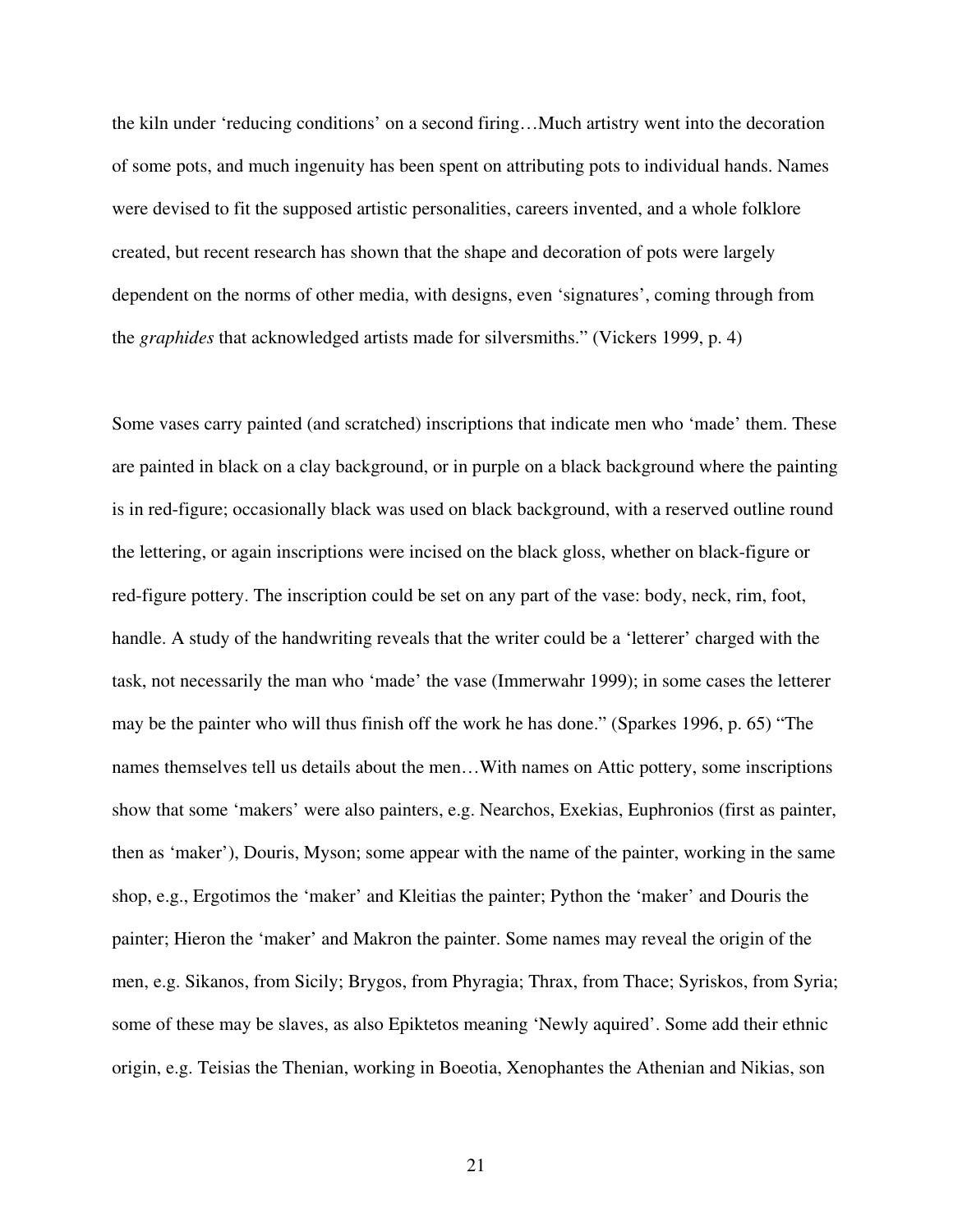the kiln under ‘reducing conditions’ on a second firing…Much artistry went into the decoration of some pots, and much ingenuity has been spent on attributing pots to individual hands. Names were devised to fit the supposed artistic personalities, careers invented, and a whole folklore created, but recent research has shown that the shape and decoration of pots were largely dependent on the norms of other media, with designs, even ‘signatures’, coming through from the *graphides* that acknowledged artists made for silversmiths.” (Vickers 1999, p. 4)

Some vases carry painted (and scratched) inscriptions that indicate men who ‘made’ them. These are painted in black on a clay background, or in purple on a black background where the painting is in red-figure; occasionally black was used on black background, with a reserved outline round the lettering, or again inscriptions were incised on the black gloss, whether on black-figure or red-figure pottery. The inscription could be set on any part of the vase: body, neck, rim, foot, handle. A study of the handwriting reveals that the writer could be a ‘letterer’ charged with the task, not necessarily the man who ‘made’ the vase (Immerwahr 1999); in some cases the letterer may be the painter who will thus finish off the work he has done.” (Sparkes 1996, p. 65) “The names themselves tell us details about the men…With names on Attic pottery, some inscriptions show that some ‘makers’ were also painters, e.g. Nearchos, Exekias, Euphronios (first as painter, then as ‘maker’), Douris, Myson; some appear with the name of the painter, working in the same shop, e.g., Ergotimos the ‘maker’ and Kleitias the painter; Python the ‘maker’ and Douris the painter; Hieron the ‘maker’ and Makron the painter. Some names may reveal the origin of the men, e.g. Sikanos, from Sicily; Brygos, from Phyragia; Thrax, from Thace; Syriskos, from Syria; some of these may be slaves, as also Epiktetos meaning ‘Newly aquired’. Some add their ethnic origin, e.g. Teisias the Thenian, working in Boeotia, Xenophantes the Athenian and Nikias, son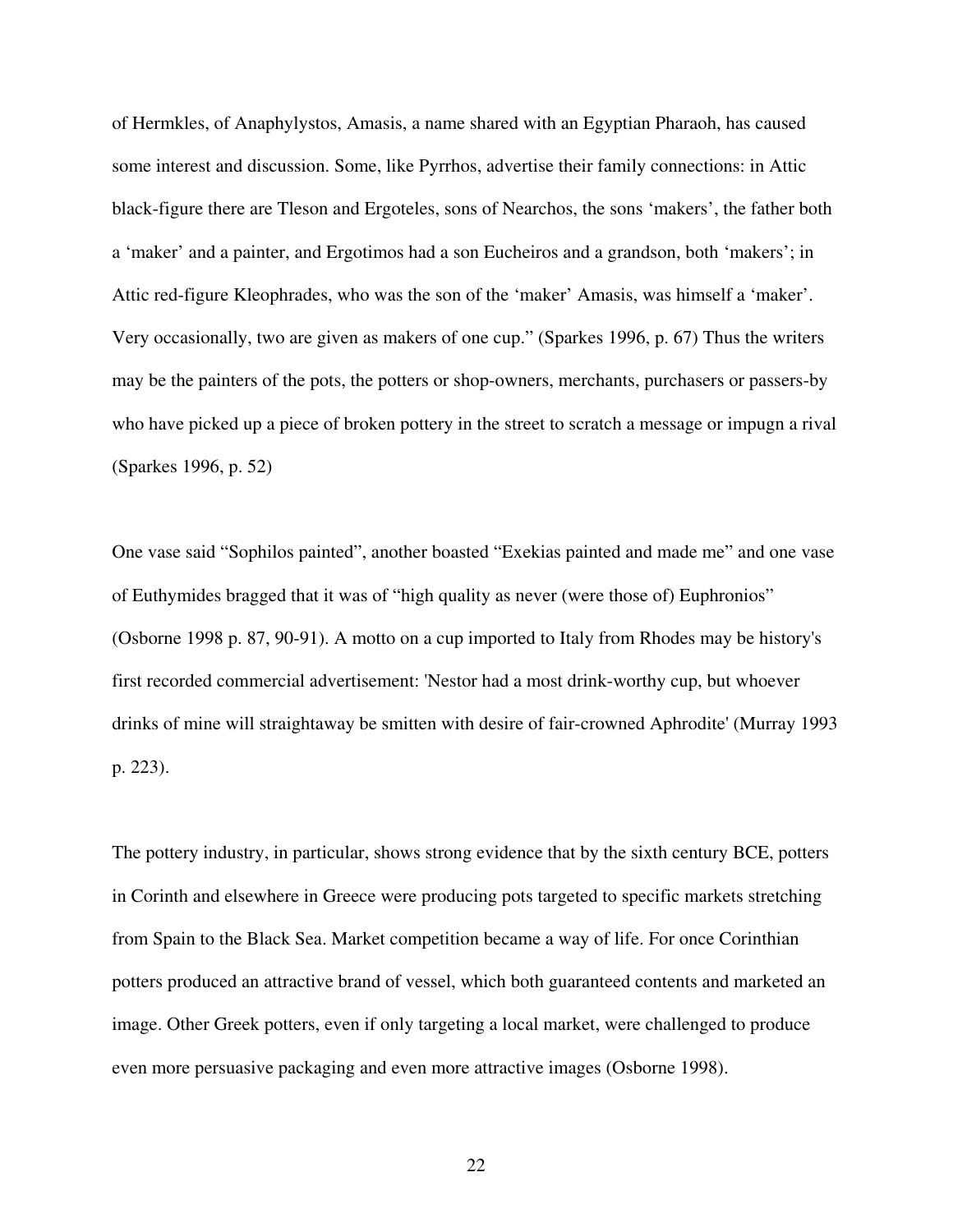of Hermkles, of Anaphylystos, Amasis, a name shared with an Egyptian Pharaoh, has caused some interest and discussion. Some, like Pyrrhos, advertise their family connections: in Attic black-figure there are Tleson and Ergoteles, sons of Nearchos, the sons 'makers', the father both a 'maker' and a painter, and Ergotimos had a son Eucheiros and a grandson, both 'makers'; in Attic red-figure Kleophrades, who was the son of the 'maker' Amasis, was himself a 'maker'. Very occasionally, two are given as makers of one cup." (Sparkes 1996, p. 67) Thus the writers may be the painters of the pots, the potters or shop-owners, merchants, purchasers or passers-by who have picked up a piece of broken pottery in the street to scratch a message or impugn a rival (Sparkes 1996, p. 52)

One vase said "Sophilos painted", another boasted "Exekias painted and made me" and one vase of Euthymides bragged that it was of "high quality as never (were those of) Euphronios" (Osborne 1998 p. 87, 90-91). A motto on a cup imported to Italy from Rhodes may be history's first recorded commercial advertisement: 'Nestor had a most drink-worthy cup, but whoever drinks of mine will straightaway be smitten with desire of fair-crowned Aphrodite' (Murray 1993 p. 223).

The pottery industry, in particular, shows strong evidence that by the sixth century BCE, potters in Corinth and elsewhere in Greece were producing pots targeted to specific markets stretching from Spain to the Black Sea. Market competition became a way of life. For once Corinthian potters produced an attractive brand of vessel, which both guaranteed contents and marketed an image. Other Greek potters, even if only targeting a local market, were challenged to produce even more persuasive packaging and even more attractive images (Osborne 1998).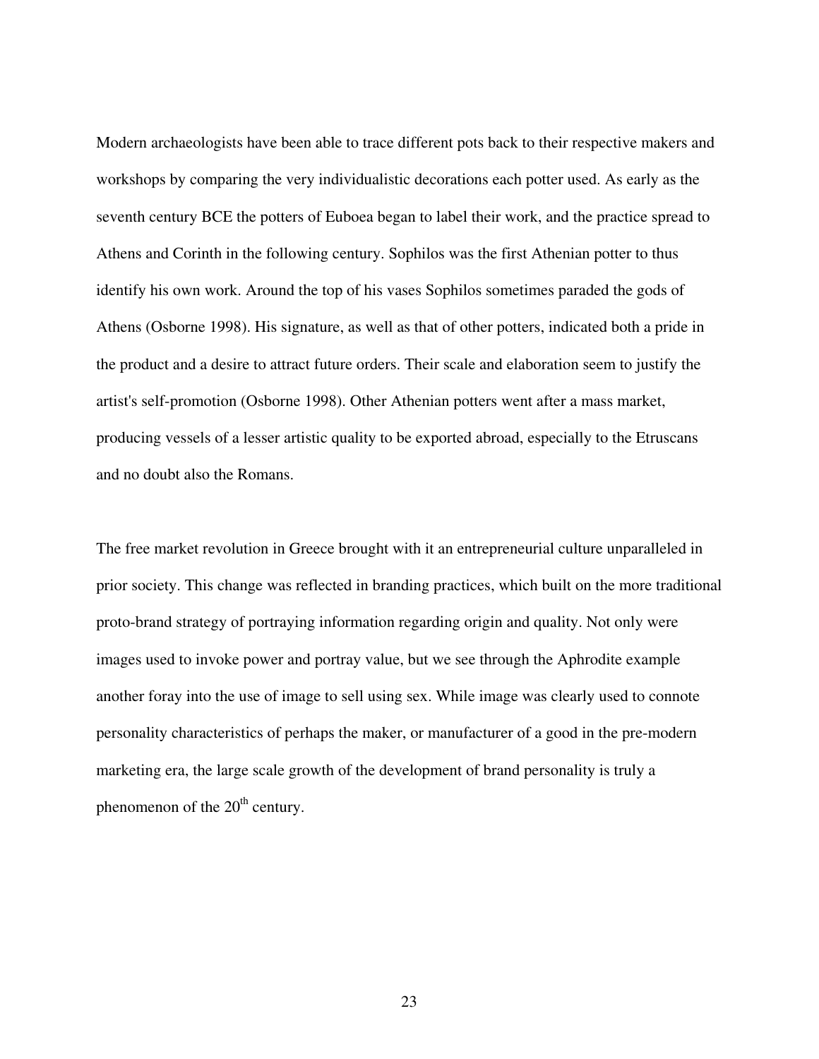Modern archaeologists have been able to trace different pots back to their respective makers and workshops by comparing the very individualistic decorations each potter used. As early as the seventh century BCE the potters of Euboea began to label their work, and the practice spread to Athens and Corinth in the following century. Sophilos was the first Athenian potter to thus identify his own work. Around the top of his vases Sophilos sometimes paraded the gods of Athens (Osborne 1998). His signature, as well as that of other potters, indicated both a pride in the product and a desire to attract future orders. Their scale and elaboration seem to justify the artist's self-promotion (Osborne 1998). Other Athenian potters went after a mass market, producing vessels of a lesser artistic quality to be exported abroad, especially to the Etruscans and no doubt also the Romans.

The free market revolution in Greece brought with it an entrepreneurial culture unparalleled in prior society. This change was reflected in branding practices, which built on the more traditional proto-brand strategy of portraying information regarding origin and quality. Not only were images used to invoke power and portray value, but we see through the Aphrodite example another foray into the use of image to sell using sex. While image was clearly used to connote personality characteristics of perhaps the maker, or manufacturer of a good in the pre-modern marketing era, the large scale growth of the development of brand personality is truly a phenomenon of the 20th century.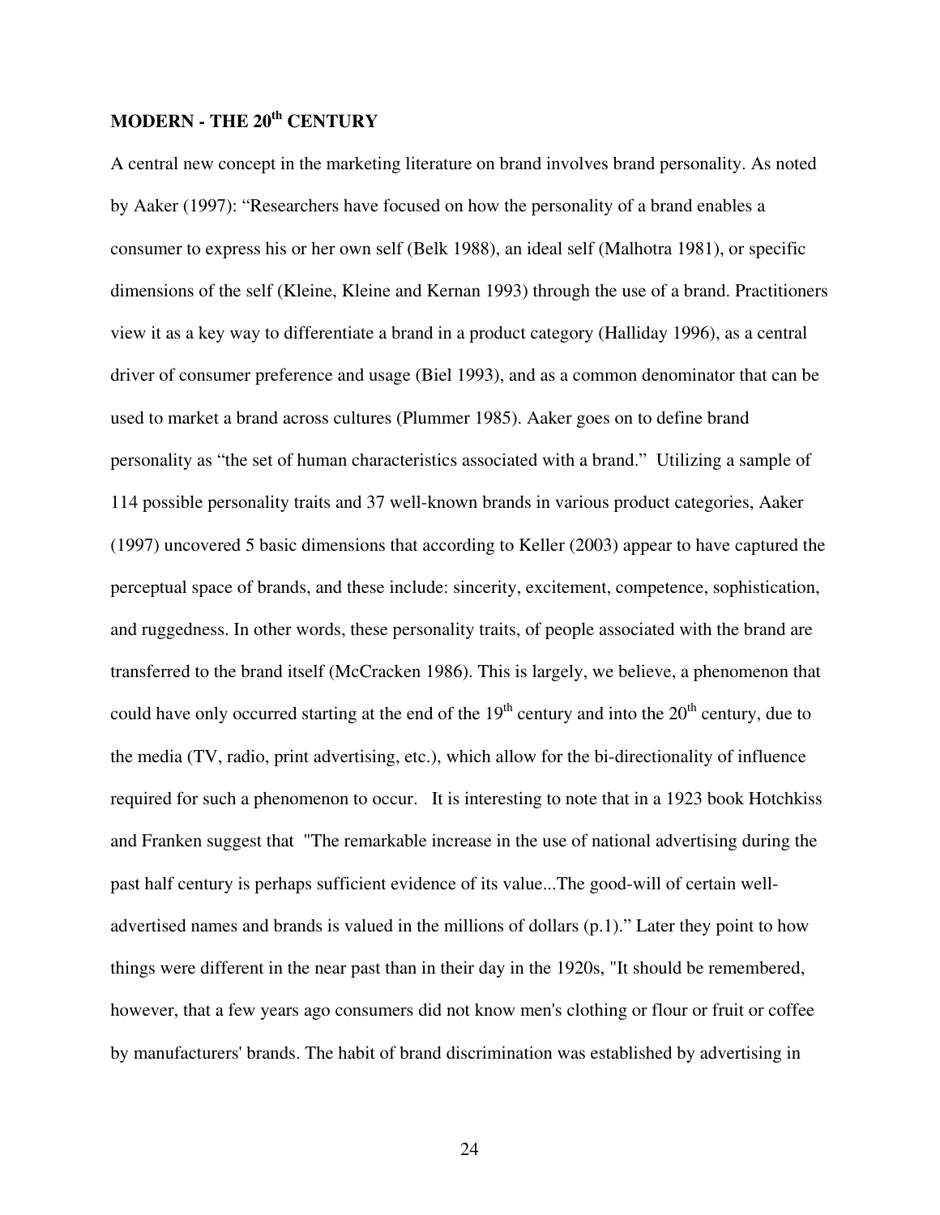## MODERN - THE 20th CENTURY

A central new concept in the marketing literature on brand involves brand personality. As noted by Aaker (1997): “Researchers have focused on how the personality of a brand enables a consumer to express his or her own self (Belk 1988), an ideal self (Malhotra 1981), or specific dimensions of the self (Kleine, Kleine and Kernan 1993) through the use of a brand. Practitioners view it as a key way to differentiate a brand in a product category (Halliday 1996), as a central driver of consumer preference and usage (Biel 1993), and as a common denominator that can be used to market a brand across cultures (Plummer 1985). Aaker goes on to define brand personality as “the set of human characteristics associated with a brand.” Utilizing a sample of 114 possible personality traits and 37 well-known brands in various product categories, Aaker (1997) uncovered 5 basic dimensions that according to Keller (2003) appear to have captured the perceptual space of brands, and these include: sincerity, excitement, competence, sophistication, and ruggedness. In other words, these personality traits, of people associated with the brand are transferred to the brand itself (McCracken 1986). This is largely, we believe, a phenomenon that could have only occurred starting at the end of the 19th century and into the 20th century, due to the media (TV, radio, print advertising, etc.), which allow for the bi-directionality of influence required for such a phenomenon to occur. It is interesting to note that in a 1923 book Hotchkiss and Franken suggest that "The remarkable increase in the use of national advertising during the past half century is perhaps sufficient evidence of its value...The good-will of certain well-advertised names and brands is valued in the millions of dollars (p.1).” Later they point to how things were different in the near past than in their day in the 1920s, "It should be remembered, however, that a few years ago consumers did not know men's clothing or flour or fruit or coffee by manufacturers' brands. The habit of brand discrimination was established by advertising in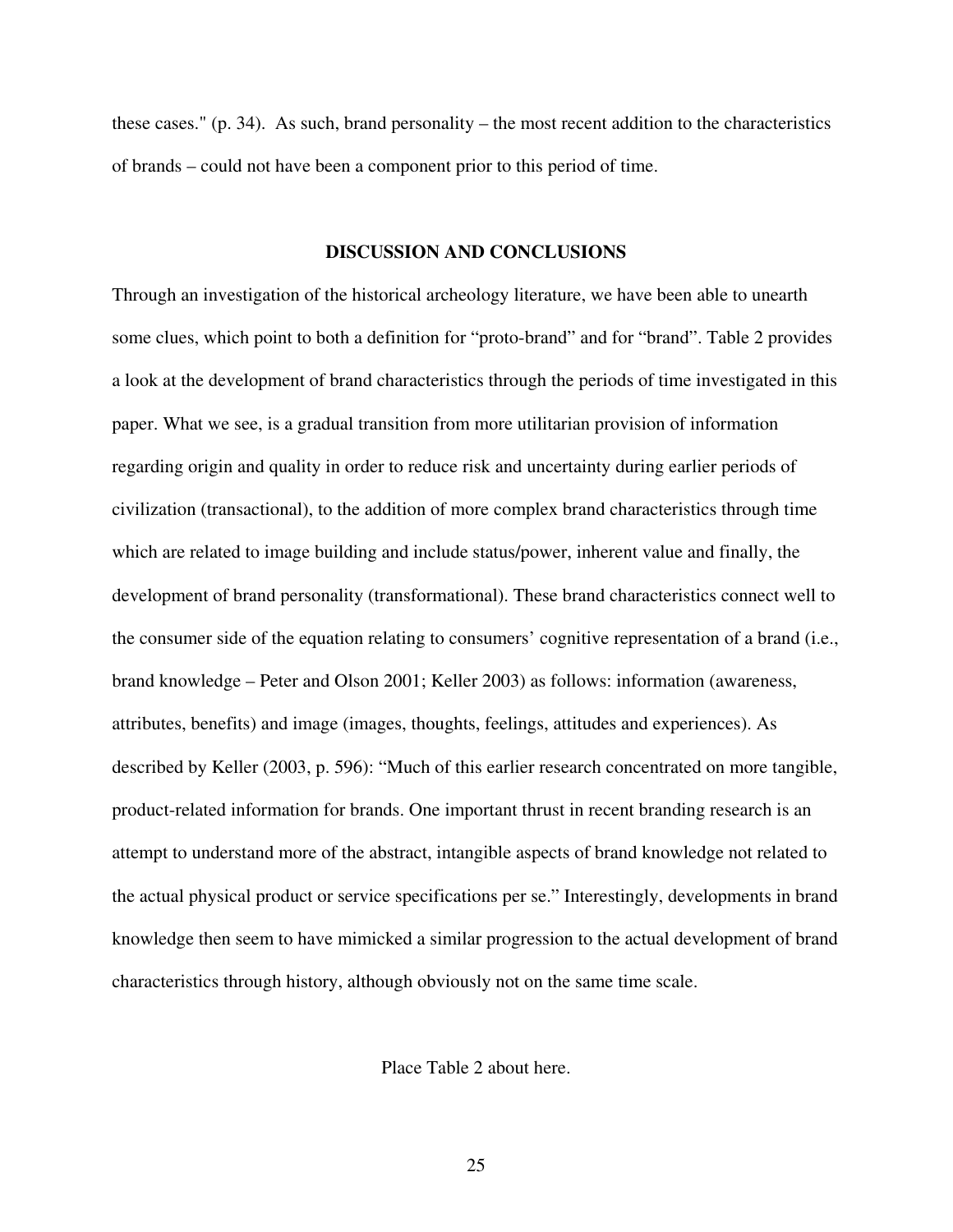these cases." (p. 34). As such, brand personality – the most recent addition to the characteristics of brands – could not have been a component prior to this period of time.

## DISCUSSION AND CONCLUSIONS

Through an investigation of the historical archeology literature, we have been able to unearth some clues, which point to both a definition for "proto-brand" and for "brand". Table 2 provides a look at the development of brand characteristics through the periods of time investigated in this paper. What we see, is a gradual transition from more utilitarian provision of information regarding origin and quality in order to reduce risk and uncertainty during earlier periods of civilization (transactional), to the addition of more complex brand characteristics through time which are related to image building and include status/power, inherent value and finally, the development of brand personality (transformational). These brand characteristics connect well to the consumer side of the equation relating to consumers' cognitive representation of a brand (i.e., brand knowledge – Peter and Olson 2001; Keller 2003) as follows: information (awareness, attributes, benefits) and image (images, thoughts, feelings, attitudes and experiences). As described by Keller (2003, p. 596): "Much of this earlier research concentrated on more tangible, product-related information for brands. One important thrust in recent branding research is an attempt to understand more of the abstract, intangible aspects of brand knowledge not related to the actual physical product or service specifications per se." Interestingly, developments in brand knowledge then seem to have mimicked a similar progression to the actual development of brand characteristics through history, although obviously not on the same time scale.

Place Table 2 about here.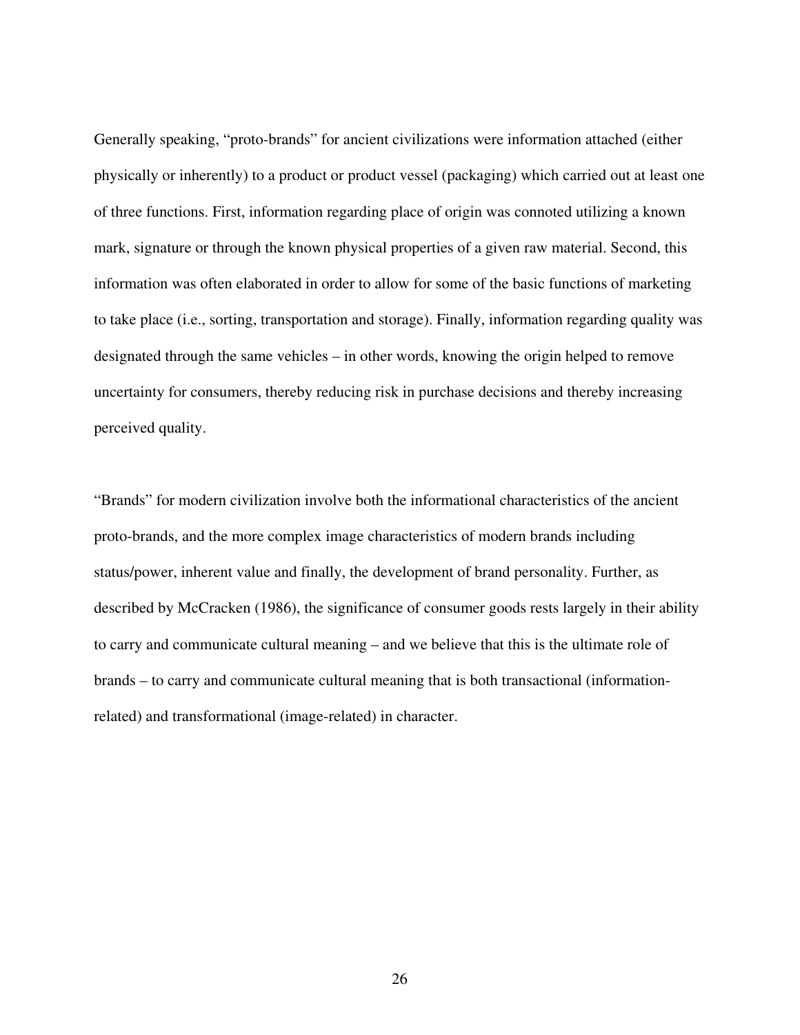Generally speaking, “proto-brands” for ancient civilizations were information attached (either physically or inherently) to a product or product vessel (packaging) which carried out at least one of three functions. First, information regarding place of origin was connoted utilizing a known mark, signature or through the known physical properties of a given raw material. Second, this information was often elaborated in order to allow for some of the basic functions of marketing to take place (i.e., sorting, transportation and storage). Finally, information regarding quality was designated through the same vehicles – in other words, knowing the origin helped to remove uncertainty for consumers, thereby reducing risk in purchase decisions and thereby increasing perceived quality.

“Brands” for modern civilization involve both the informational characteristics of the ancient proto-brands, and the more complex image characteristics of modern brands including status/power, inherent value and finally, the development of brand personality. Further, as described by McCracken (1986), the significance of consumer goods rests largely in their ability to carry and communicate cultural meaning – and we believe that this is the ultimate role of brands – to carry and communicate cultural meaning that is both transactional (information-related) and transformational (image-related) in character.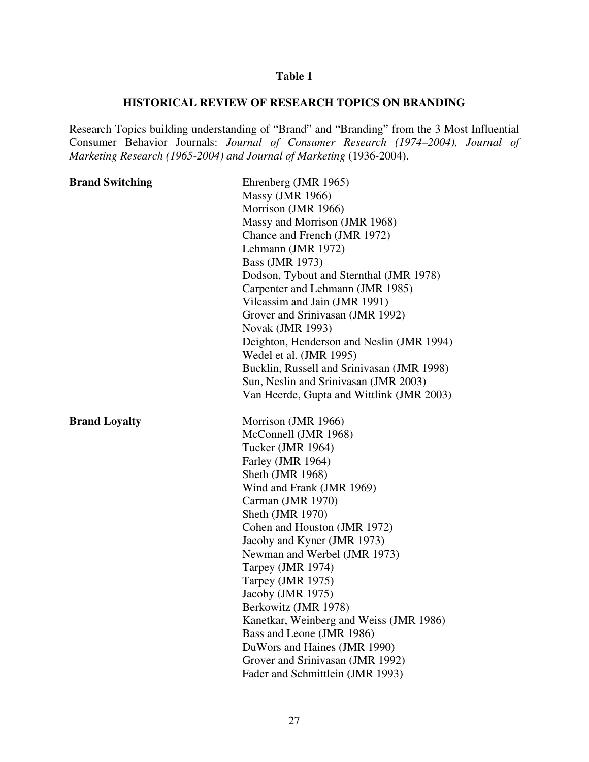**Table 1**

**HISTORICAL REVIEW OF RESEARCH TOPICS ON BRANDING**

Research Topics building understanding of "Brand" and "Branding" from the 3 Most Influential Consumer Behavior Journals: *Journal of Consumer Research (1974–2004), Journal of Marketing Research (1965-2004) and Journal of Marketing* (1936-2004).

| | |
|---|---|
| **Brand Switching** | Ehrenberg (JMR 1965) |
| | Massy (JMR 1966) |
| | Morrison (JMR 1966) |
| | Massy and Morrison (JMR 1968) |
| | Chance and French (JMR 1972) |
| | Lehmann (JMR 1972) |
| | Bass (JMR 1973) |
| | Dodson, Tybout and Sternthal (JMR 1978) |
| | Carpenter and Lehmann (JMR 1985) |
| | Vilcassim and Jain (JMR 1991) |
| | Grover and Srinivasan (JMR 1992) |
| | Novak (JMR 1993) |
| | Deighton, Henderson and Neslin (JMR 1994) |
| | Wedel et al. (JMR 1995) |
| | Bucklin, Russell and Srinivasan (JMR 1998) |
| | Sun, Neslin and Srinivasan (JMR 2003) |
| | Van Heerde, Gupta and Wittlink (JMR 2003) |
| **Brand Loyalty** | Morrison (JMR 1966) |
| | McConnell (JMR 1968) |
| | Tucker (JMR 1964) |
| | Farley (JMR 1964) |
| | Sheth (JMR 1968) |
| | Wind and Frank (JMR 1969) |
| | Carman (JMR 1970) |
| | Sheth (JMR 1970) |
| | Cohen and Houston (JMR 1972) |
| | Jacoby and Kyner (JMR 1973) |
| | Newman and Werbel (JMR 1973) |
| | Tarpey (JMR 1974) |
| | Tarpey (JMR 1975) |
| | Jacoby (JMR 1975) |
| | Berkowitz (JMR 1978) |
| | Kanetkar, Weinberg and Weiss (JMR 1986) |
| | Bass and Leone (JMR 1986) |
| | DuWors and Haines (JMR 1990) |
| | Grover and Srinivasan (JMR 1992) |
| | Fader and Schmittlein (JMR 1993) |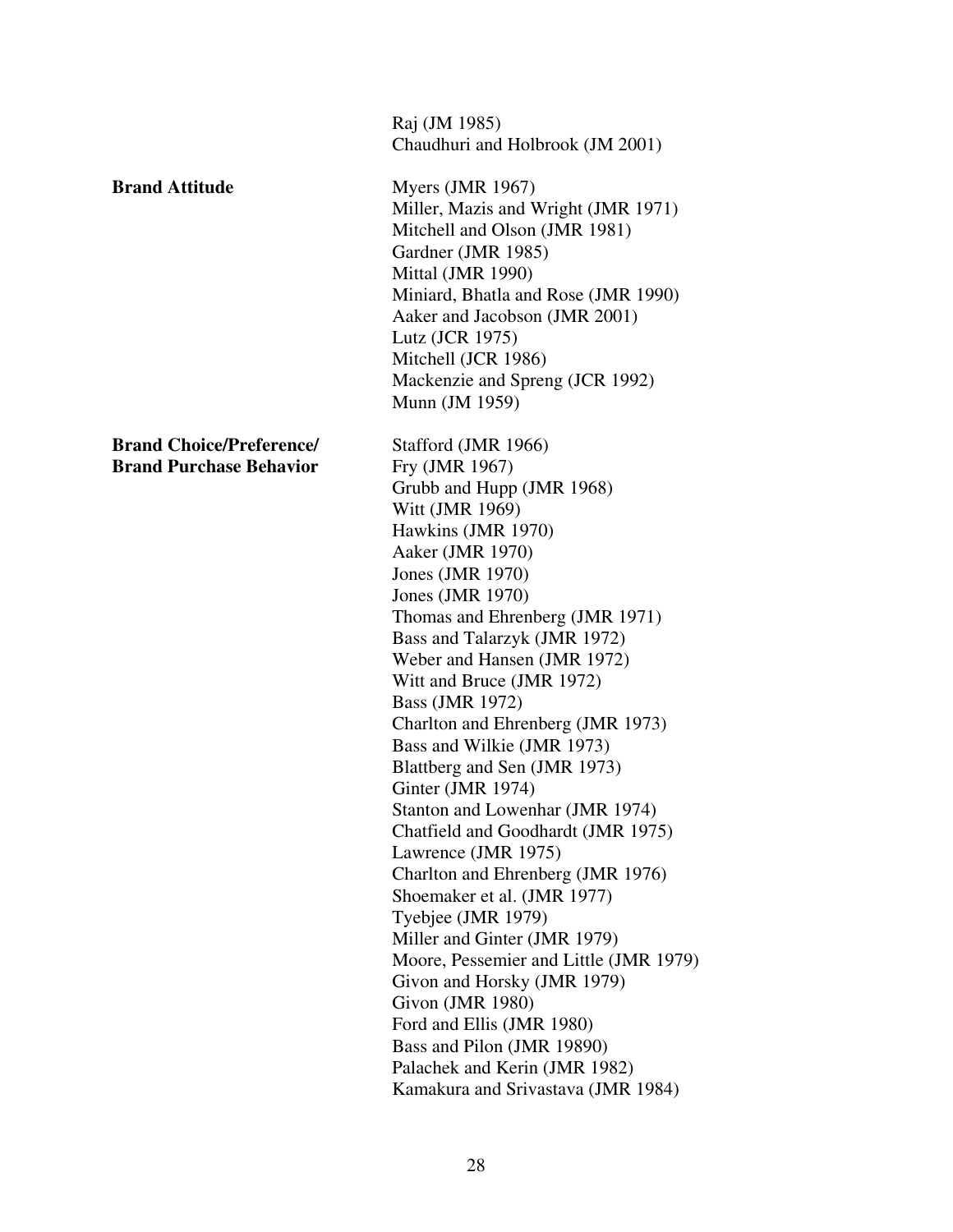| | |
|---|---|
| | Raj (JM 1985) |
| | Chaudhuri and Holbrook (JM 2001) |
| **Brand Attitude** | Myers (JMR 1967) |
| | Miller, Mazis and Wright (JMR 1971) |
| | Mitchell and Olson (JMR 1981) |
| | Gardner (JMR 1985) |
| | Mittal (JMR 1990) |
| | Miniard, Bhatla and Rose (JMR 1990) |
| | Aaker and Jacobson (JMR 2001) |
| | Lutz (JCR 1975) |
| | Mitchell (JCR 1986) |
| | Mackenzie and Spreng (JCR 1992) |
| | Munn (JM 1959) |
| **Brand Choice/Preference/ Brand Purchase Behavior** | Stafford (JMR 1966) |
| | Fry (JMR 1967) |
| | Grubb and Hupp (JMR 1968) |
| | Witt (JMR 1969) |
| | Hawkins (JMR 1970) |
| | Aaker (JMR 1970) |
| | Jones (JMR 1970) |
| | Jones (JMR 1970) |
| | Thomas and Ehrenberg (JMR 1971) |
| | Bass and Talarzyk (JMR 1972) |
| | Weber and Hansen (JMR 1972) |
| | Witt and Bruce (JMR 1972) |
| | Bass (JMR 1972) |
| | Charlton and Ehrenberg (JMR 1973) |
| | Bass and Wilkie (JMR 1973) |
| | Blattberg and Sen (JMR 1973) |
| | Ginter (JMR 1974) |
| | Stanton and Lowenhar (JMR 1974) |
| | Chatfield and Goodhardt (JMR 1975) |
| | Lawrence (JMR 1975) |
| | Charlton and Ehrenberg (JMR 1976) |
| | Shoemaker et al. (JMR 1977) |
| | Tyebjee (JMR 1979) |
| | Miller and Ginter (JMR 1979) |
| | Moore, Pessemier and Little (JMR 1979) |
| | Givon and Horsky (JMR 1979) |
| | Givon (JMR 1980) |
| | Ford and Ellis (JMR 1980) |
| | Bass and Pilon (JMR 19890) |
| | Palachek and Kerin (JMR 1982) |
| | Kamakura and Srivastava (JMR 1984) |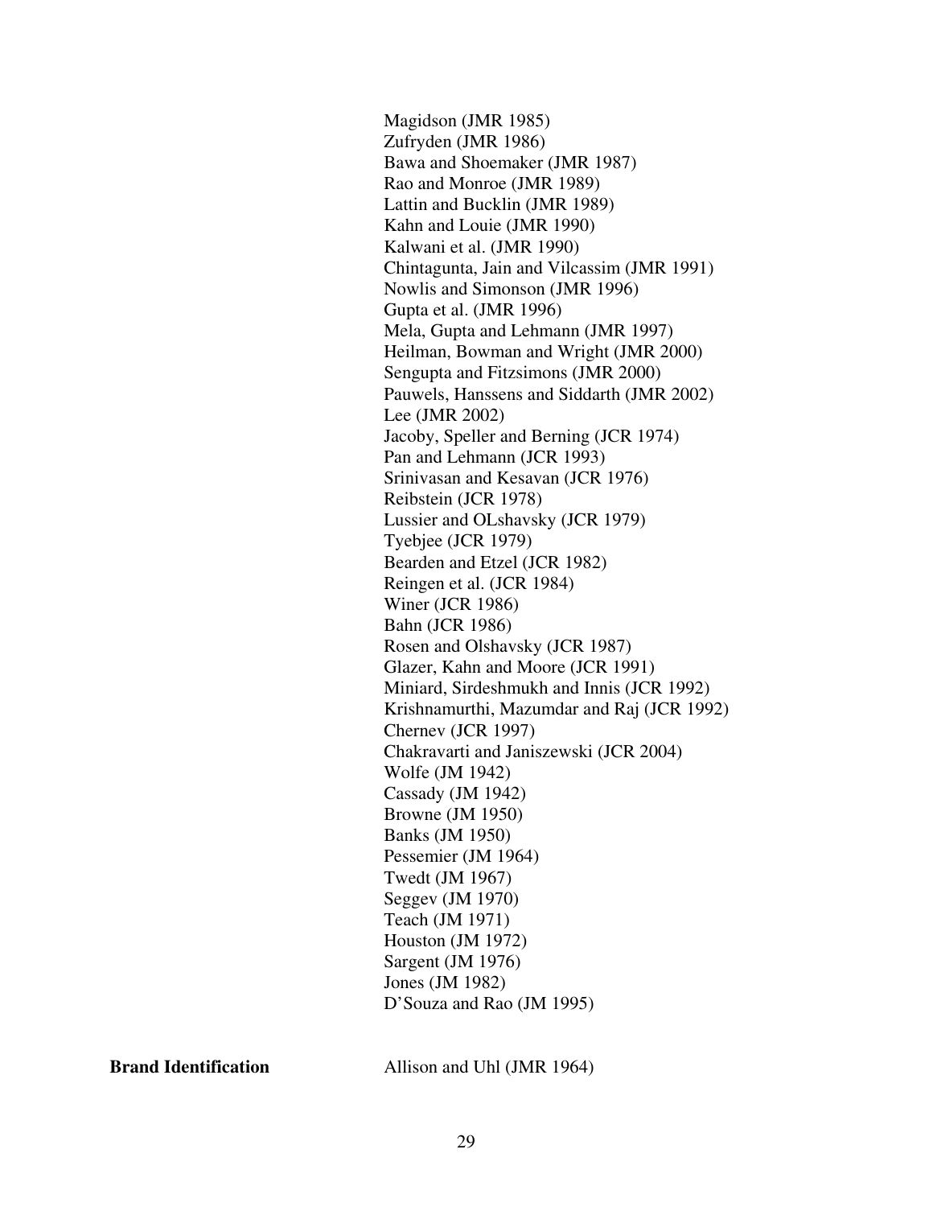| | |
|---|---|
| | Magidson (JMR 1985) |
| | Zufryden (JMR 1986) |
| | Bawa and Shoemaker (JMR 1987) |
| | Rao and Monroe (JMR 1989) |
| | Lattin and Bucklin (JMR 1989) |
| | Kahn and Louie (JMR 1990) |
| | Kalwani et al. (JMR 1990) |
| | Chintagunta, Jain and Vilcassim (JMR 1991) |
| | Nowlis and Simonson (JMR 1996) |
| | Gupta et al. (JMR 1996) |
| | Mela, Gupta and Lehmann (JMR 1997) |
| | Heilman, Bowman and Wright (JMR 2000) |
| | Sengupta and Fitzsimons (JMR 2000) |
| | Pauwels, Hanssens and Siddarth (JMR 2002) |
| | Lee (JMR 2002) |
| | Jacoby, Speller and Berning (JCR 1974) |
| | Pan and Lehmann (JCR 1993) |
| | Srinivasan and Kesavan (JCR 1976) |
| | Reibstein (JCR 1978) |
| | Lussier and OLshavsky (JCR 1979) |
| | Tyebjee (JCR 1979) |
| | Bearden and Etzel (JCR 1982) |
| | Reingen et al. (JCR 1984) |
| | Winer (JCR 1986) |
| | Bahn (JCR 1986) |
| | Rosen and Olshavsky (JCR 1987) |
| | Glazer, Kahn and Moore (JCR 1991) |
| | Miniard, Sirdeshmukh and Innis (JCR 1992) |
| | Krishnamurthi, Mazumdar and Raj (JCR 1992) |
| | Chernev (JCR 1997) |
| | Chakravarti and Janiszewski (JCR 2004) |
| | Wolfe (JM 1942) |
| | Cassady (JM 1942) |
| | Browne (JM 1950) |
| | Banks (JM 1950) |
| | Pessemier (JM 1964) |
| | Twedt (JM 1967) |
| | Seggev (JM 1970) |
| | Teach (JM 1971) |
| | Houston (JM 1972) |
| | Sargent (JM 1976) |
| | Jones (JM 1982) |
| | D'Souza and Rao (JM 1995) |
| **Brand Identification** | Allison and Uhl (JMR 1964) |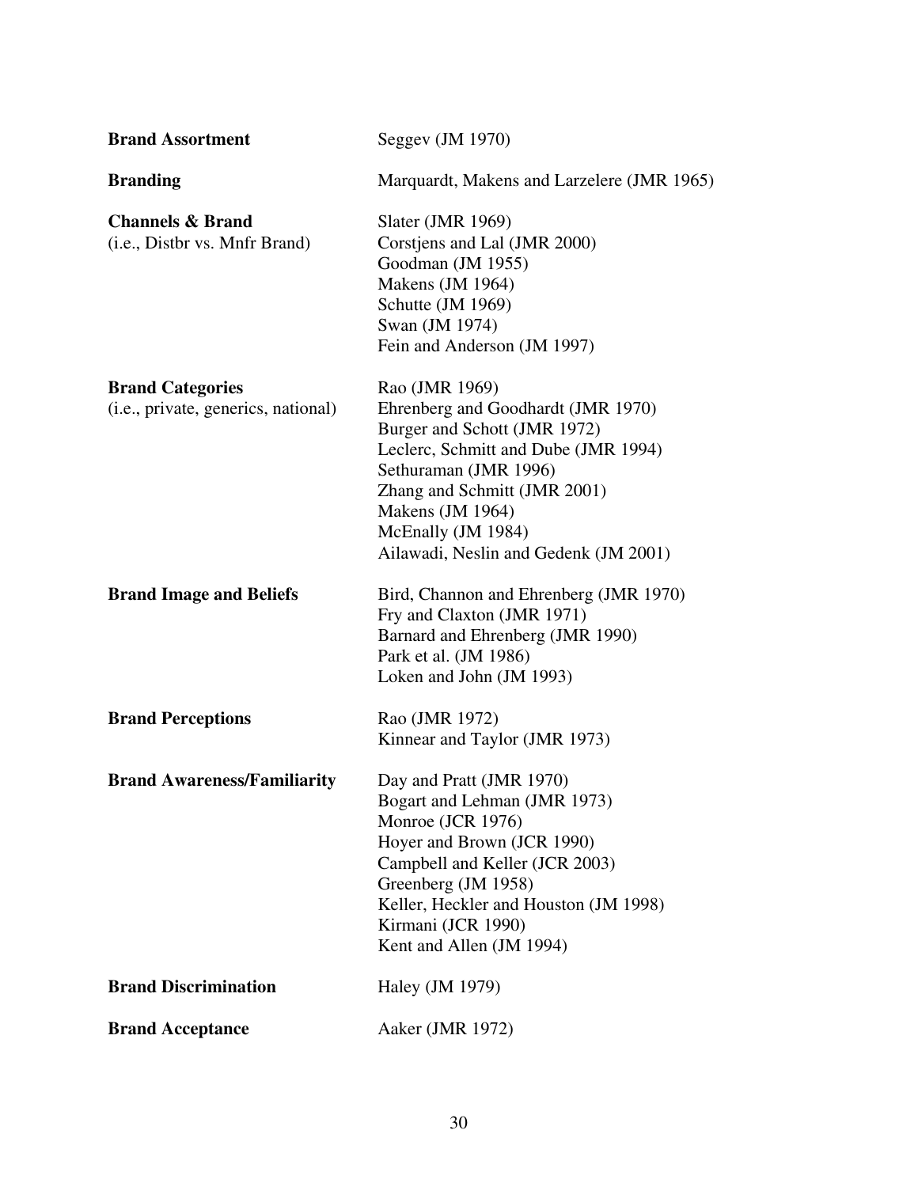| | |
|---|---|
| **Brand Assortment** | Seggev (JM 1970) |
| **Branding** | Marquardt, Makens and Larzelere (JMR 1965) |
| **Channels & Brand** (i.e., Distbr vs. Mnfr Brand) | Slater (JMR 1969)<br>Corstjens and Lal (JMR 2000)<br>Goodman (JM 1955)<br>Makens (JM 1964)<br>Schutte (JM 1969)<br>Swan (JM 1974)<br>Fein and Anderson (JM 1997) |
| **Brand Categories** (i.e., private, generics, national) | Rao (JMR 1969)<br>Ehrenberg and Goodhardt (JMR 1970)<br>Burger and Schott (JMR 1972)<br>Leclerc, Schmitt and Dube (JMR 1994)<br>Sethuraman (JMR 1996)<br>Zhang and Schmitt (JMR 2001)<br>Makens (JM 1964)<br>McEnally (JM 1984)<br>Ailawadi, Neslin and Gedenk (JM 2001) |
| **Brand Image and Beliefs** | Bird, Channon and Ehrenberg (JMR 1970)<br>Fry and Claxton (JMR 1971)<br>Barnard and Ehrenberg (JMR 1990)<br>Park et al. (JM 1986)<br>Loken and John (JM 1993) |
| **Brand Perceptions** | Rao (JMR 1972)<br>Kinnear and Taylor (JMR 1973) |
| **Brand Awareness/Familiarity** | Day and Pratt (JMR 1970)<br>Bogart and Lehman (JMR 1973)<br>Monroe (JCR 1976)<br>Hoyer and Brown (JCR 1990)<br>Campbell and Keller (JCR 2003)<br>Greenberg (JM 1958)<br>Keller, Heckler and Houston (JM 1998)<br>Kirmani (JCR 1990)<br>Kent and Allen (JM 1994) |
| **Brand Discrimination** | Haley (JM 1979) |
| **Brand Acceptance** | Aaker (JMR 1972) |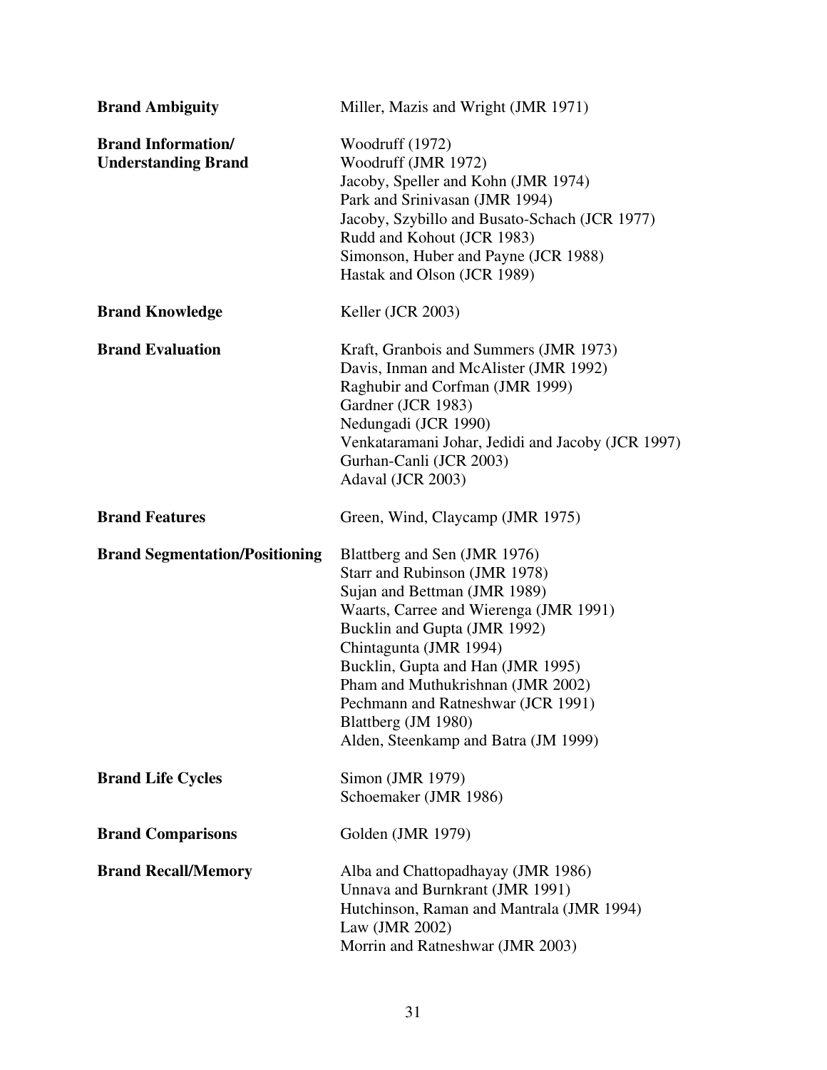| | |
|---|---|
| **Brand Ambiguity** | Miller, Mazis and Wright (JMR 1971) |
| **Brand Information/ Understanding Brand** | Woodruff (1972)<br>Woodruff (JMR 1972)<br>Jacoby, Speller and Kohn (JMR 1974)<br>Park and Srinivasan (JMR 1994)<br>Jacoby, Szybillo and Busato-Schach (JCR 1977)<br>Rudd and Kohout (JCR 1983)<br>Simonson, Huber and Payne (JCR 1988)<br>Hastak and Olson (JCR 1989) |
| **Brand Knowledge** | Keller (JCR 2003) |
| **Brand Evaluation** | Kraft, Granbois and Summers (JMR 1973)<br>Davis, Inman and McAlister (JMR 1992)<br>Raghubir and Corfman (JMR 1999)<br>Gardner (JCR 1983)<br>Nedungadi (JCR 1990)<br>Venkataramani Johar, Jedidi and Jacoby (JCR 1997)<br>Gurhan-Canli (JCR 2003)<br>Adaval (JCR 2003) |
| **Brand Features** | Green, Wind, Claycamp (JMR 1975) |
| **Brand Segmentation/Positioning** | Blattberg and Sen (JMR 1976)<br>Starr and Rubinson (JMR 1978)<br>Sujan and Bettman (JMR 1989)<br>Waarts, Carree and Wierenga (JMR 1991)<br>Bucklin and Gupta (JMR 1992)<br>Chintagunta (JMR 1994)<br>Bucklin, Gupta and Han (JMR 1995)<br>Pham and Muthukrishnan (JMR 2002)<br>Pechmann and Ratneshwar (JCR 1991)<br>Blattberg (JM 1980)<br>Alden, Steenkamp and Batra (JM 1999) |
| **Brand Life Cycles** | Simon (JMR 1979)<br>Schoemaker (JMR 1986) |
| **Brand Comparisons** | Golden (JMR 1979) |
| **Brand Recall/Memory** | Alba and Chattopadhayay (JMR 1986)<br>Unnava and Burnkrant (JMR 1991)<br>Hutchinson, Raman and Mantrala (JMR 1994)<br>Law (JMR 2002)<br>Morrin and Ratneshwar (JMR 2003) |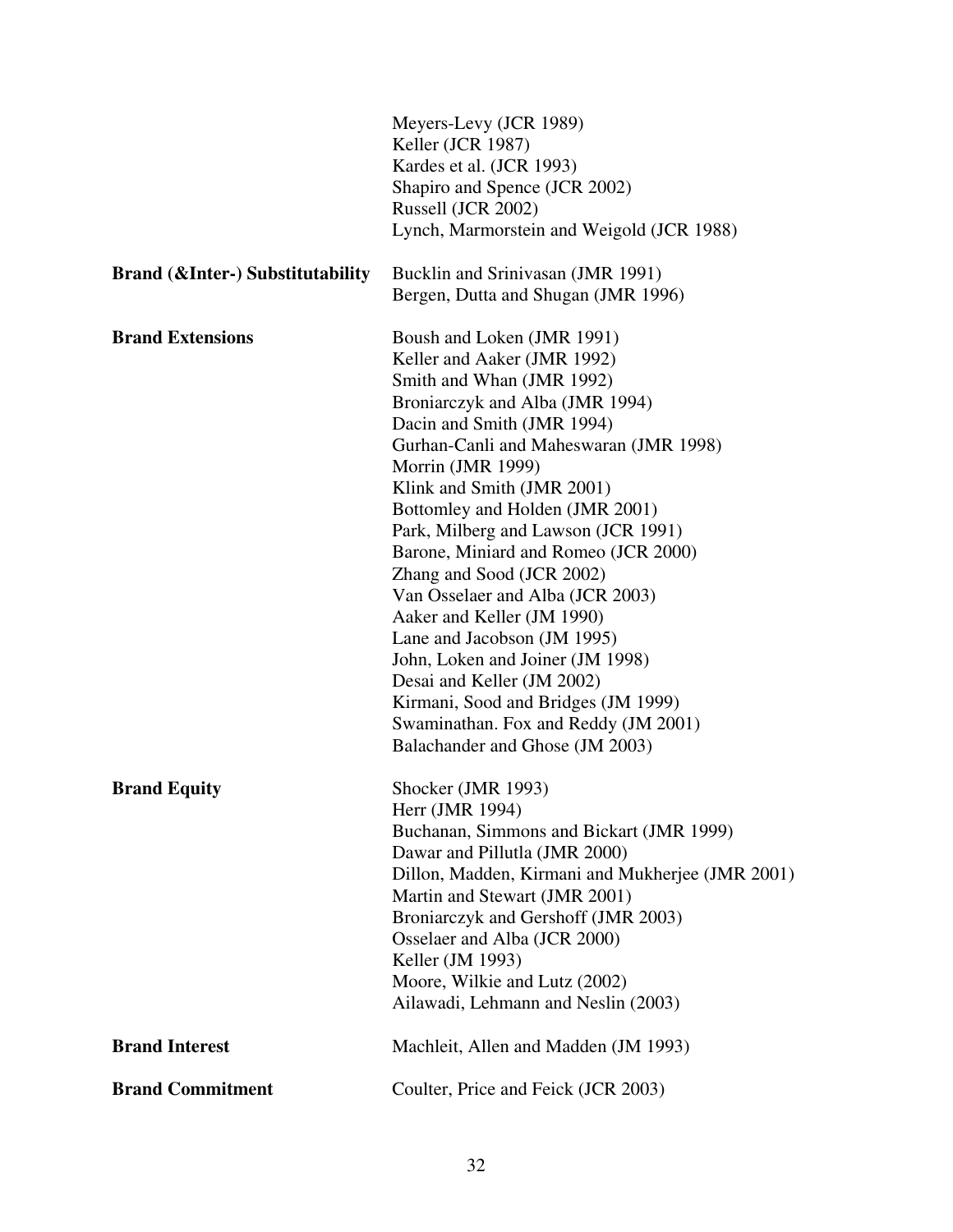| | |
|---|---|
| | Meyers-Levy (JCR 1989)<br>Keller (JCR 1987)<br>Kardes et al. (JCR 1993)<br>Shapiro and Spence (JCR 2002)<br>Russell (JCR 2002)<br>Lynch, Marmorstein and Weigold (JCR 1988) |
| **Brand (&Inter-) Substitutability** | Bucklin and Srinivasan (JMR 1991)<br>Bergen, Dutta and Shugan (JMR 1996) |
| **Brand Extensions** | Boush and Loken (JMR 1991)<br>Keller and Aaker (JMR 1992)<br>Smith and Whan (JMR 1992)<br>Broniarczyk and Alba (JMR 1994)<br>Dacin and Smith (JMR 1994)<br>Gurhan-Canli and Maheswaran (JMR 1998)<br>Morrin (JMR 1999)<br>Klink and Smith (JMR 2001)<br>Bottomley and Holden (JMR 2001)<br>Park, Milberg and Lawson (JCR 1991)<br>Barone, Miniard and Romeo (JCR 2000)<br>Zhang and Sood (JCR 2002)<br>Van Osselaer and Alba (JCR 2003)<br>Aaker and Keller (JM 1990)<br>Lane and Jacobson (JM 1995)<br>John, Loken and Joiner (JM 1998)<br>Desai and Keller (JM 2002)<br>Kirmani, Sood and Bridges (JM 1999)<br>Swaminathan. Fox and Reddy (JM 2001)<br>Balachander and Ghose (JM 2003) |
| **Brand Equity** | Shocker (JMR 1993)<br>Herr (JMR 1994)<br>Buchanan, Simmons and Bickart (JMR 1999)<br>Dawar and Pillutla (JMR 2000)<br>Dillon, Madden, Kirmani and Mukherjee (JMR 2001)<br>Martin and Stewart (JMR 2001)<br>Broniarczyk and Gershoff (JMR 2003)<br>Osselaer and Alba (JCR 2000)<br>Keller (JM 1993)<br>Moore, Wilkie and Lutz (2002)<br>Ailawadi, Lehmann and Neslin (2003) |
| **Brand Interest** | Machleit, Allen and Madden (JM 1993) |
| **Brand Commitment** | Coulter, Price and Feick (JCR 2003) |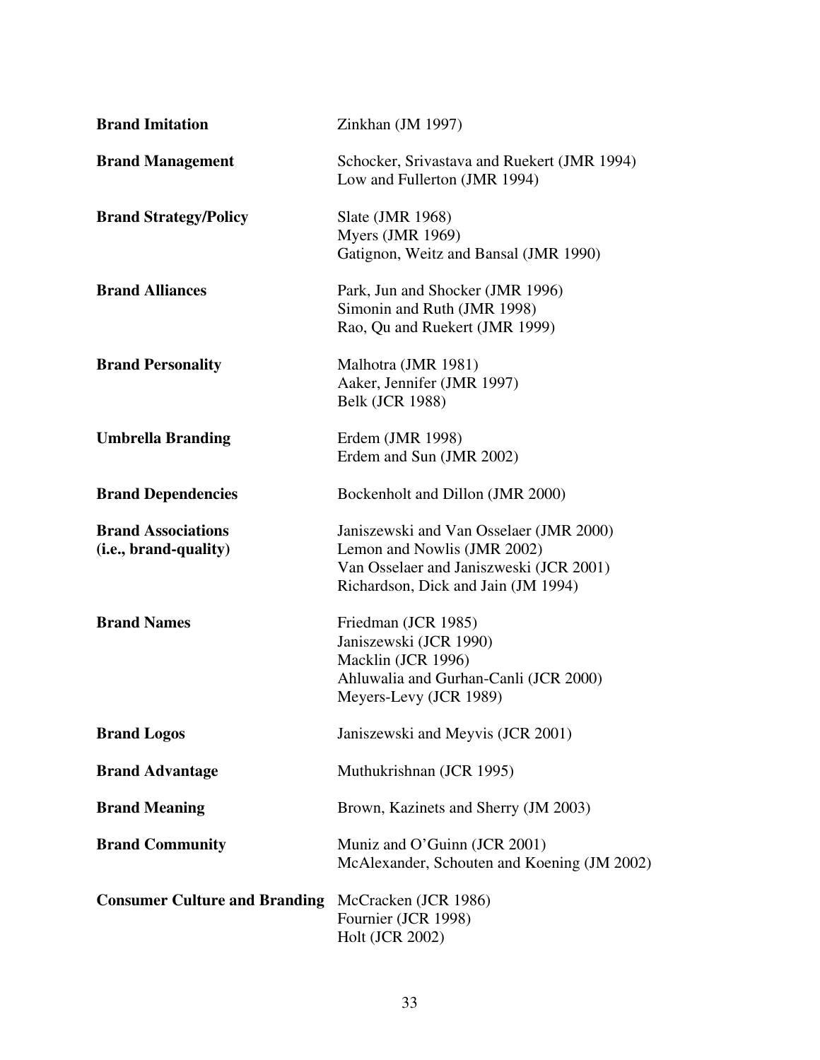| | |
|---|---|
| **Brand Imitation** | Zinkhan (JM 1997) |
| **Brand Management** | Schocker, Srivastava and Ruekert (JMR 1994)<br>Low and Fullerton (JMR 1994) |
| **Brand Strategy/Policy** | Slate (JMR 1968)<br>Myers (JMR 1969)<br>Gatignon, Weitz and Bansal (JMR 1990) |
| **Brand Alliances** | Park, Jun and Shocker (JMR 1996)<br>Simonin and Ruth (JMR 1998)<br>Rao, Qu and Ruekert (JMR 1999) |
| **Brand Personality** | Malhotra (JMR 1981)<br>Aaker, Jennifer (JMR 1997)<br>Belk (JCR 1988) |
| **Umbrella Branding** | Erdem (JMR 1998)<br>Erdem and Sun (JMR 2002) |
| **Brand Dependencies** | Bockenholt and Dillon (JMR 2000) |
| **Brand Associations (i.e., brand-quality)** | Janiszewski and Van Osselaer (JMR 2000)<br>Lemon and Nowlis (JMR 2002)<br>Van Osselaer and Janiszweski (JCR 2001)<br>Richardson, Dick and Jain (JM 1994) |
| **Brand Names** | Friedman (JCR 1985)<br>Janiszewski (JCR 1990)<br>Macklin (JCR 1996)<br>Ahluwalia and Gurhan-Canli (JCR 2000)<br>Meyers-Levy (JCR 1989) |
| **Brand Logos** | Janiszewski and Meyvis (JCR 2001) |
| **Brand Advantage** | Muthukrishnan (JCR 1995) |
| **Brand Meaning** | Brown, Kazinets and Sherry (JM 2003) |
| **Brand Community** | Muniz and O'Guinn (JCR 2001)<br>McAlexander, Schouten and Koening (JM 2002) |
| **Consumer Culture and Branding** | McCracken (JCR 1986)<br>Fournier (JCR 1998)<br>Holt (JCR 2002) |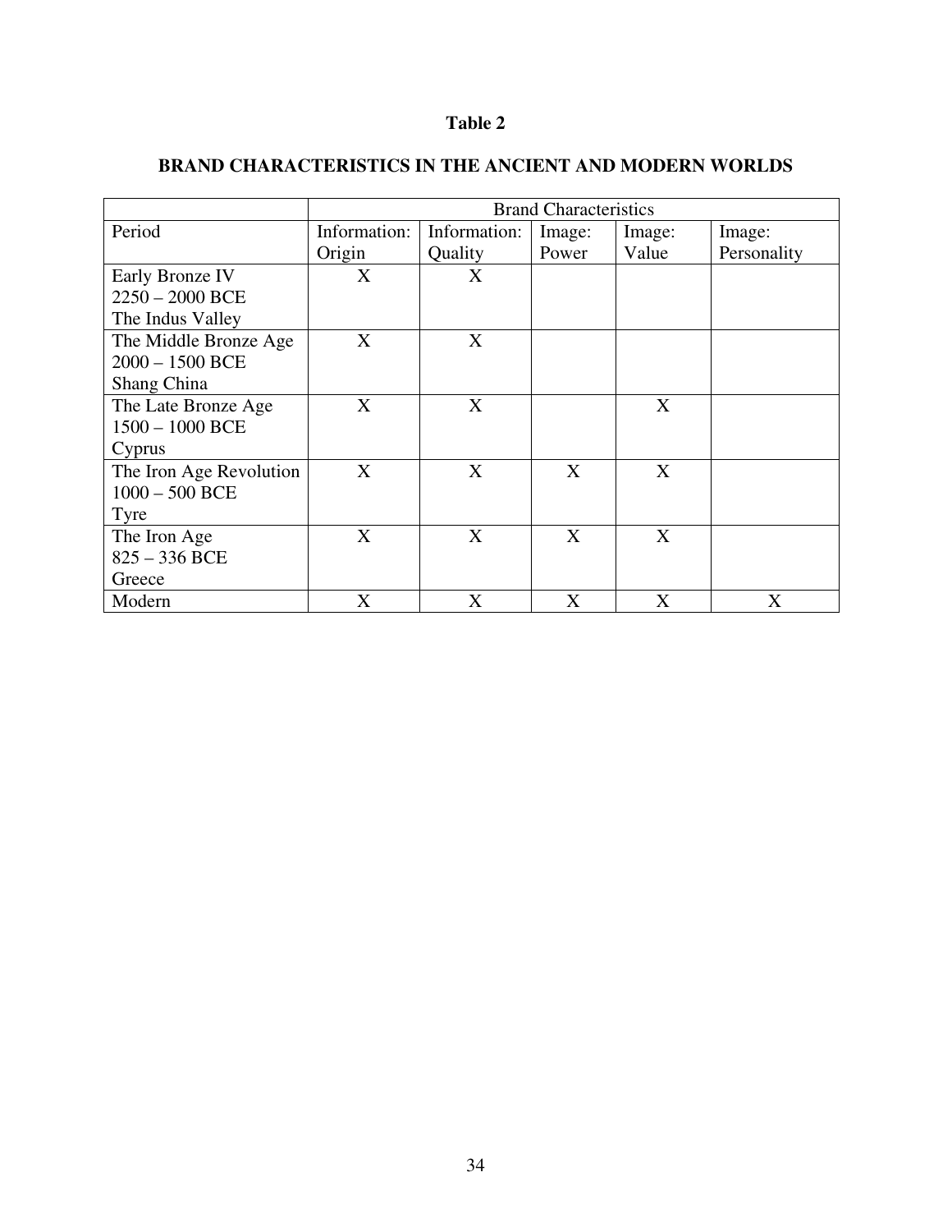**Table 2**

**BRAND CHARACTERISTICS IN THE ANCIENT AND MODERN WORLDS**

| | Brand Characteristics | | | | |
|---|---|---|---|---|---|
| Period | Information: Origin | Information: Quality | Image: Power | Image: Value | Image: Personality |
| Early Bronze IV 2250 – 2000 BCE The Indus Valley | X | X | | | |
| The Middle Bronze Age 2000 – 1500 BCE Shang China | X | X | | | |
| The Late Bronze Age 1500 – 1000 BCE Cyprus | X | X | | X | |
| The Iron Age Revolution 1000 – 500 BCE Tyre | X | X | X | X | |
| The Iron Age 825 – 336 BCE Greece | X | X | X | X | |
| Modern | X | X | X | X | X |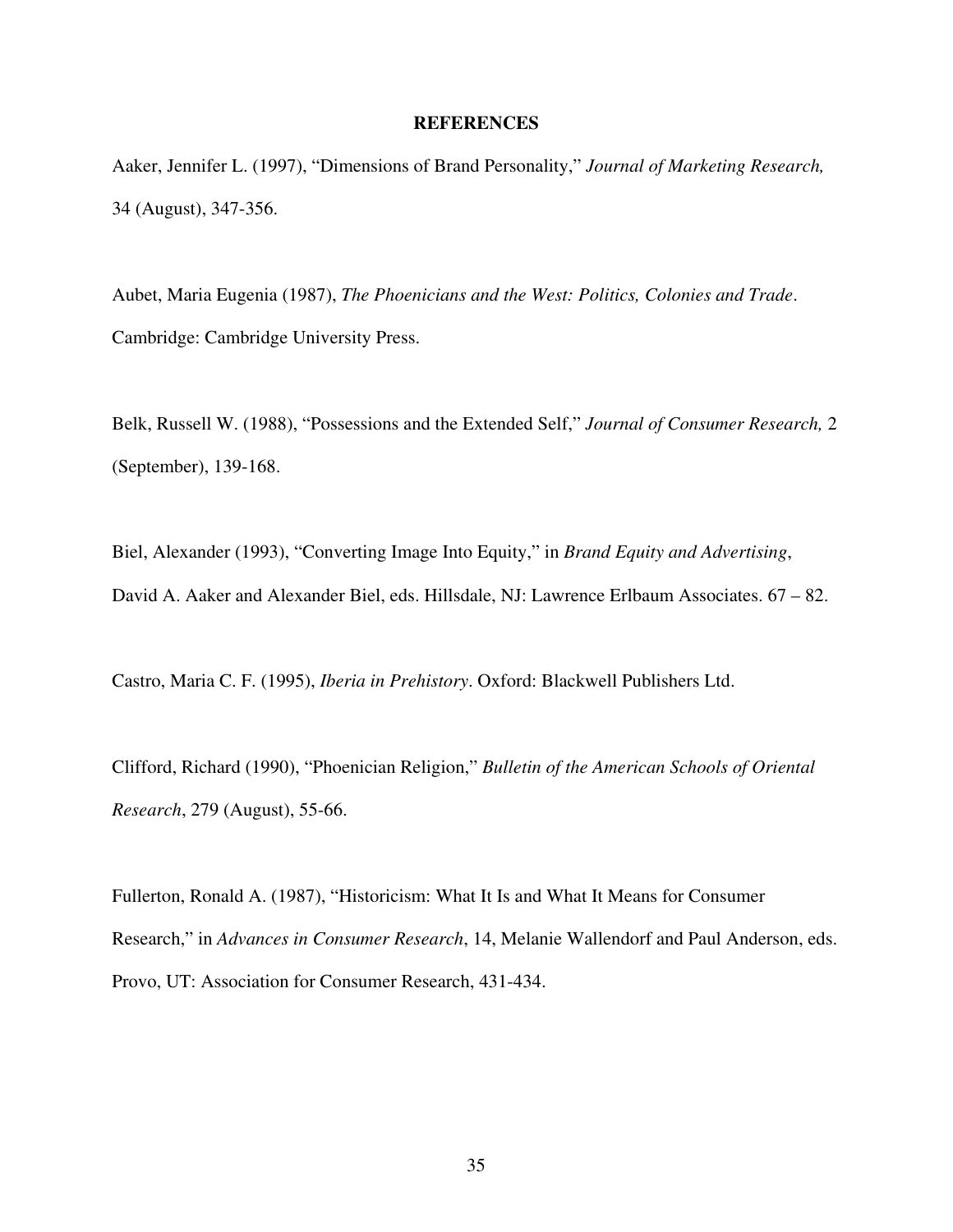## REFERENCES

Aaker, Jennifer L. (1997), "Dimensions of Brand Personality," *Journal of Marketing Research,* 34 (August), 347-356.

Aubet, Maria Eugenia (1987), *The Phoenicians and the West: Politics, Colonies and Trade*. Cambridge: Cambridge University Press.

Belk, Russell W. (1988), "Possessions and the Extended Self," *Journal of Consumer Research,* 2 (September), 139-168.

Biel, Alexander (1993), "Converting Image Into Equity," in *Brand Equity and Advertising*, David A. Aaker and Alexander Biel, eds. Hillsdale, NJ: Lawrence Erlbaum Associates. 67 – 82.

Castro, Maria C. F. (1995), *Iberia in Prehistory*. Oxford: Blackwell Publishers Ltd.

Clifford, Richard (1990), "Phoenician Religion," *Bulletin of the American Schools of Oriental Research*, 279 (August), 55-66.

Fullerton, Ronald A. (1987), "Historicism: What It Is and What It Means for Consumer Research," in *Advances in Consumer Research*, 14, Melanie Wallendorf and Paul Anderson, eds. Provo, UT: Association for Consumer Research, 431-434.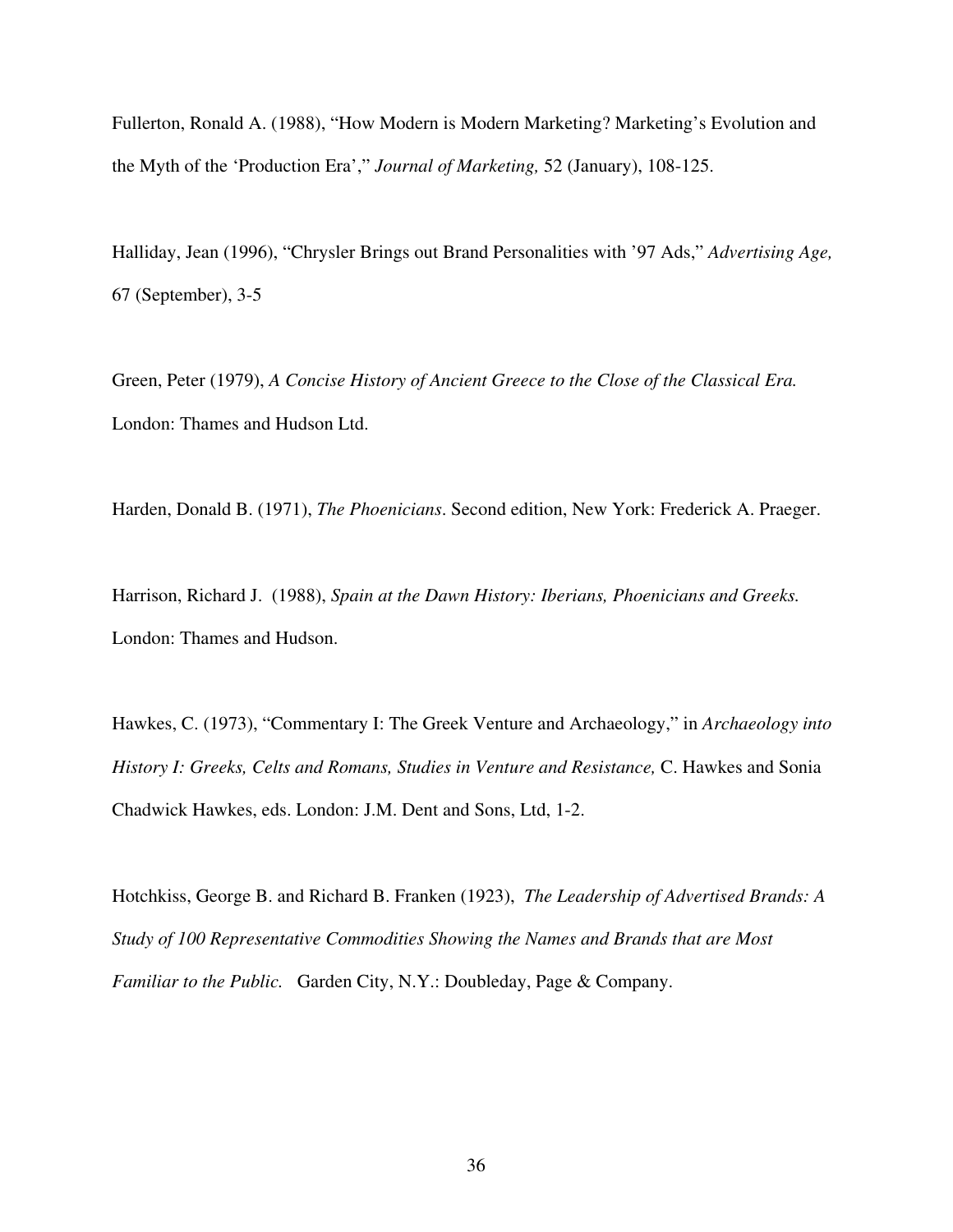Fullerton, Ronald A. (1988), "How Modern is Modern Marketing? Marketing's Evolution and the Myth of the 'Production Era'," *Journal of Marketing,* 52 (January), 108-125.

Halliday, Jean (1996), "Chrysler Brings out Brand Personalities with '97 Ads," *Advertising Age,* 67 (September), 3-5

Green, Peter (1979), *A Concise History of Ancient Greece to the Close of the Classical Era.* London: Thames and Hudson Ltd.

Harden, Donald B. (1971), *The Phoenicians*. Second edition, New York: Frederick A. Praeger.

Harrison, Richard J. (1988), *Spain at the Dawn History: Iberians, Phoenicians and Greeks.* London: Thames and Hudson.

Hawkes, C. (1973), "Commentary I: The Greek Venture and Archaeology," in *Archaeology into History I: Greeks, Celts and Romans, Studies in Venture and Resistance,* C. Hawkes and Sonia Chadwick Hawkes, eds. London: J.M. Dent and Sons, Ltd, 1-2.

Hotchkiss, George B. and Richard B. Franken (1923), *The Leadership of Advertised Brands: A Study of 100 Representative Commodities Showing the Names and Brands that are Most Familiar to the Public.* Garden City, N.Y.: Doubleday, Page & Company.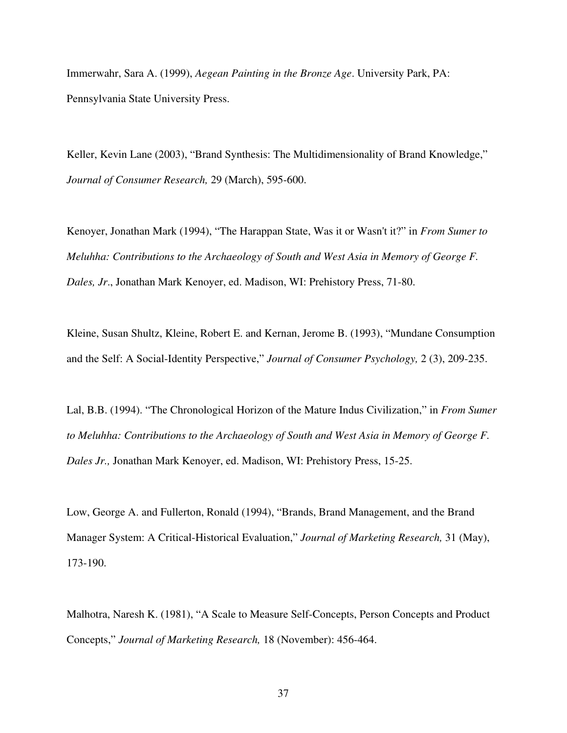Immerwahr, Sara A. (1999), *Aegean Painting in the Bronze Age*. University Park, PA: Pennsylvania State University Press.

Keller, Kevin Lane (2003), “Brand Synthesis: The Multidimensionality of Brand Knowledge,” *Journal of Consumer Research,* 29 (March), 595-600.

Kenoyer, Jonathan Mark (1994), “The Harappan State, Was it or Wasn't it?” in *From Sumer to Meluhha: Contributions to the Archaeology of South and West Asia in Memory of George F. Dales, Jr*., Jonathan Mark Kenoyer, ed. Madison, WI: Prehistory Press, 71-80.

Kleine, Susan Shultz, Kleine, Robert E. and Kernan, Jerome B. (1993), “Mundane Consumption and the Self: A Social-Identity Perspective,” *Journal of Consumer Psychology,* 2 (3), 209-235.

Lal, B.B. (1994). “The Chronological Horizon of the Mature Indus Civilization,” in *From Sumer to Meluhha: Contributions to the Archaeology of South and West Asia in Memory of George F. Dales Jr.,* Jonathan Mark Kenoyer, ed. Madison, WI: Prehistory Press, 15-25.

Low, George A. and Fullerton, Ronald (1994), “Brands, Brand Management, and the Brand Manager System: A Critical-Historical Evaluation,” *Journal of Marketing Research,* 31 (May), 173-190.

Malhotra, Naresh K. (1981), “A Scale to Measure Self-Concepts, Person Concepts and Product Concepts,” *Journal of Marketing Research,* 18 (November): 456-464.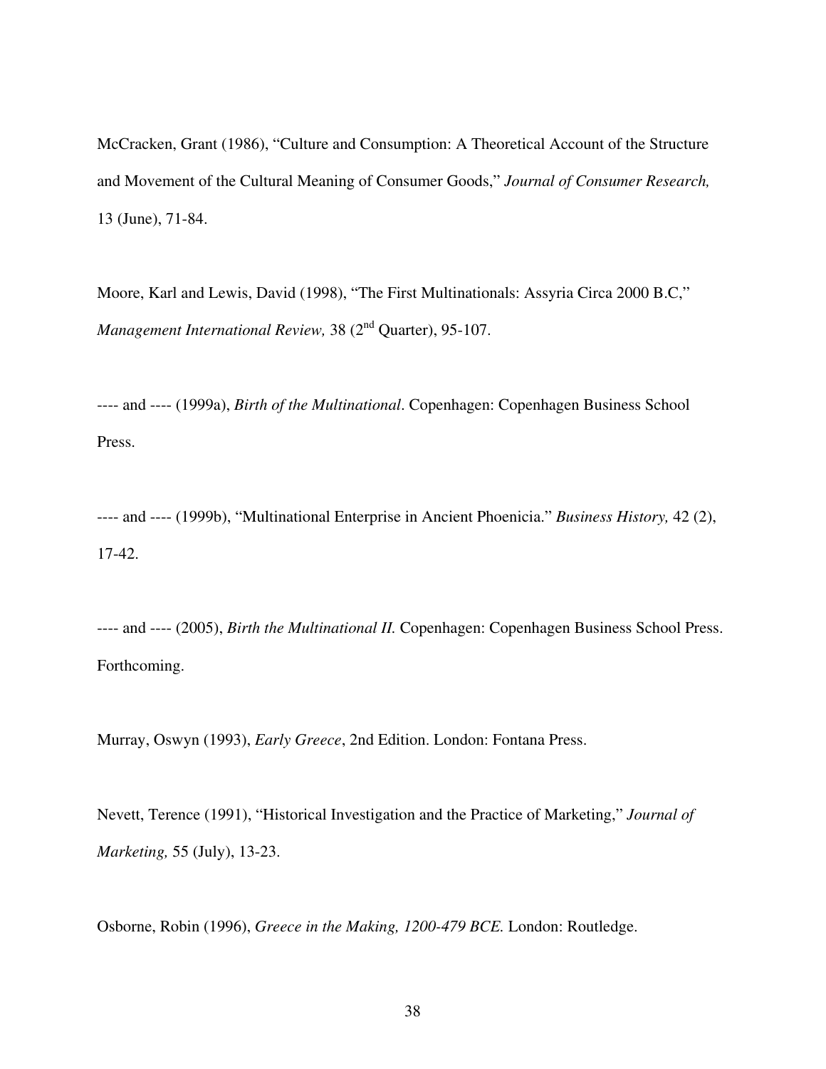McCracken, Grant (1986), “Culture and Consumption: A Theoretical Account of the Structure and Movement of the Cultural Meaning of Consumer Goods,” *Journal of Consumer Research,* 13 (June), 71-84.

Moore, Karl and Lewis, David (1998), “The First Multinationals: Assyria Circa 2000 B.C,” *Management International Review,* 38 (2nd Quarter), 95-107.

---- and ---- (1999a), *Birth of the Multinational*. Copenhagen: Copenhagen Business School Press.

---- and ---- (1999b), “Multinational Enterprise in Ancient Phoenicia.” *Business History,* 42 (2), 17-42.

---- and ---- (2005), *Birth the Multinational II.* Copenhagen: Copenhagen Business School Press. Forthcoming.

Murray, Oswyn (1993), *Early Greece*, 2nd Edition. London: Fontana Press.

Nevett, Terence (1991), “Historical Investigation and the Practice of Marketing,” *Journal of Marketing,* 55 (July), 13-23.

Osborne, Robin (1996), *Greece in the Making, 1200-479 BCE.* London: Routledge.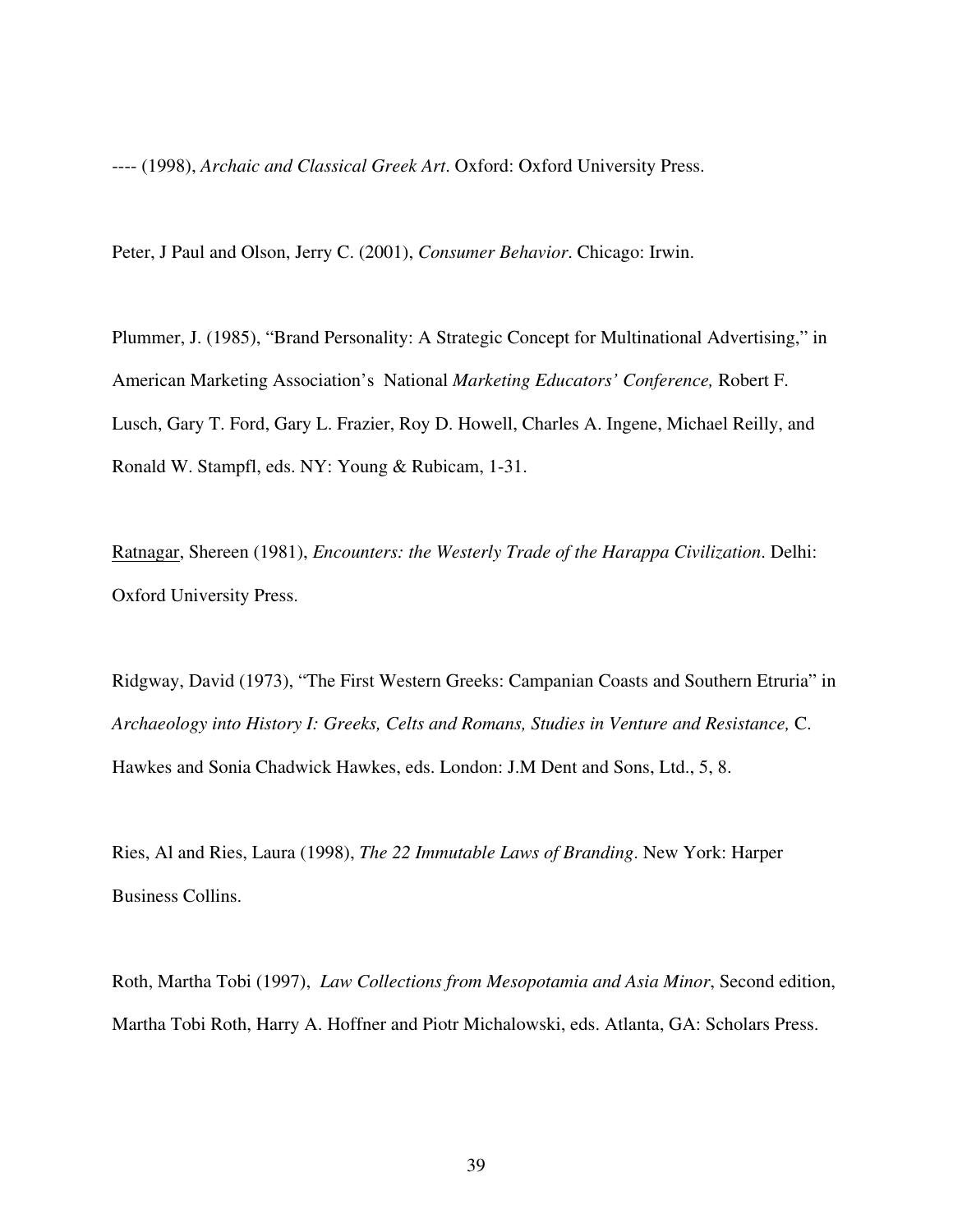---- (1998), *Archaic and Classical Greek Art*. Oxford: Oxford University Press.

Peter, J Paul and Olson, Jerry C. (2001), *Consumer Behavior*. Chicago: Irwin.

Plummer, J. (1985), "Brand Personality: A Strategic Concept for Multinational Advertising," in American Marketing Association's National *Marketing Educators' Conference,* Robert F. Lusch, Gary T. Ford, Gary L. Frazier, Roy D. Howell, Charles A. Ingene, Michael Reilly, and Ronald W. Stampfl, eds. NY: Young & Rubicam, 1-31.

Ratnagar, Shereen (1981), *Encounters: the Westerly Trade of the Harappa Civilization*. Delhi: Oxford University Press.

Ridgway, David (1973), "The First Western Greeks: Campanian Coasts and Southern Etruria" in *Archaeology into History I: Greeks, Celts and Romans, Studies in Venture and Resistance,* C. Hawkes and Sonia Chadwick Hawkes, eds. London: J.M Dent and Sons, Ltd., 5, 8.

Ries, Al and Ries, Laura (1998), *The 22 Immutable Laws of Branding*. New York: Harper Business Collins.

Roth, Martha Tobi (1997), *Law Collections from Mesopotamia and Asia Minor*, Second edition, Martha Tobi Roth, Harry A. Hoffner and Piotr Michalowski, eds. Atlanta, GA: Scholars Press.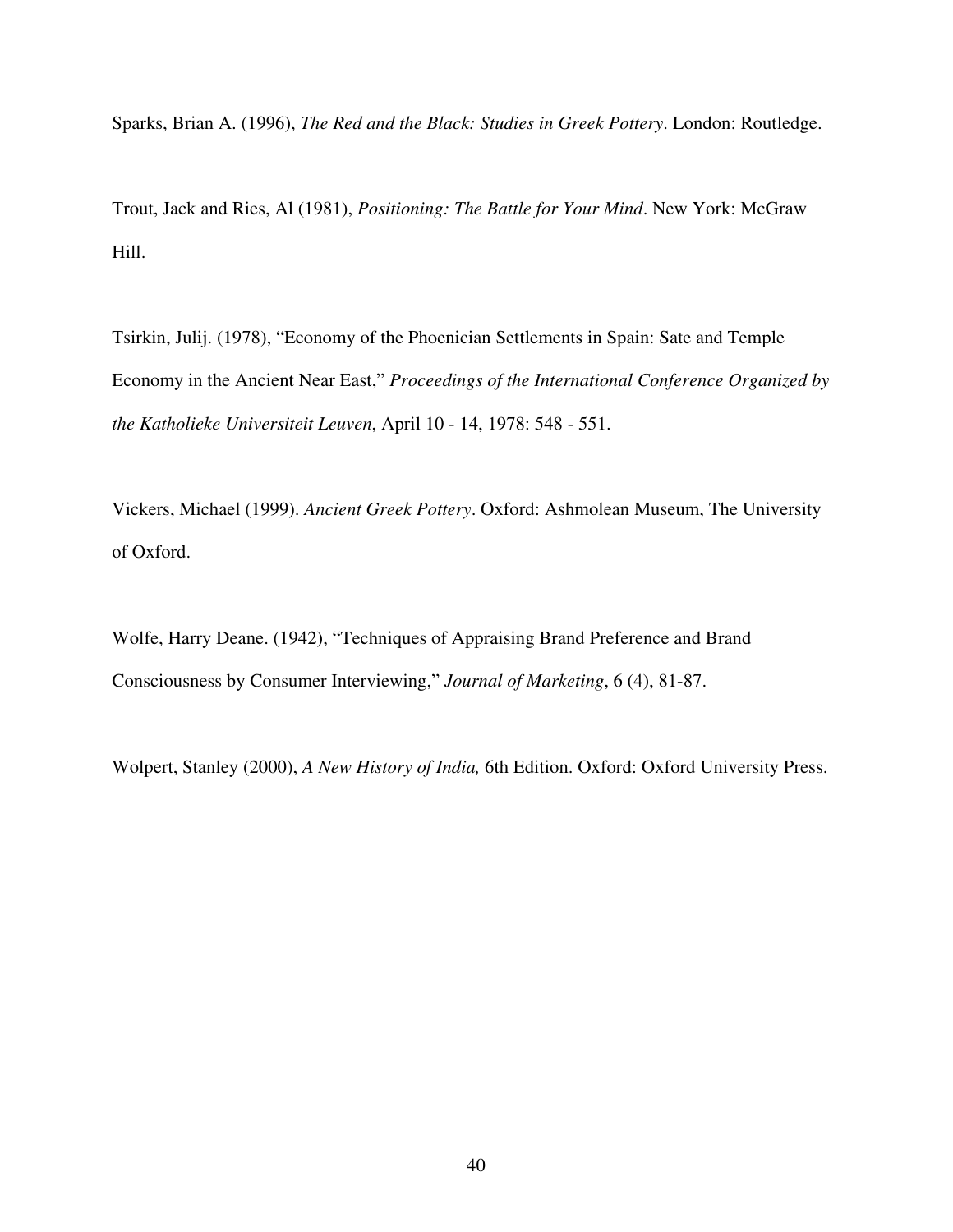Sparks, Brian A. (1996), *The Red and the Black: Studies in Greek Pottery*. London: Routledge.

Trout, Jack and Ries, Al (1981), *Positioning: The Battle for Your Mind*. New York: McGraw Hill.

Tsirkin, Julij. (1978), "Economy of the Phoenician Settlements in Spain: Sate and Temple Economy in the Ancient Near East," *Proceedings of the International Conference Organized by the Katholieke Universiteit Leuven*, April 10 - 14, 1978: 548 - 551.

Vickers, Michael (1999). *Ancient Greek Pottery*. Oxford: Ashmolean Museum, The University of Oxford.

Wolfe, Harry Deane. (1942), "Techniques of Appraising Brand Preference and Brand Consciousness by Consumer Interviewing," *Journal of Marketing*, 6 (4), 81-87.

Wolpert, Stanley (2000), *A New History of India,* 6th Edition. Oxford: Oxford University Press.